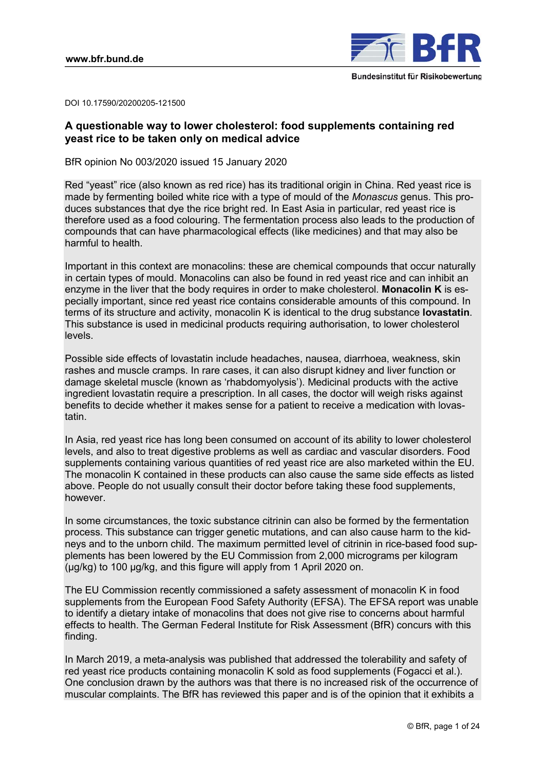DOI 10.17590/20200205-121500

## A questionable way to lower cholesterol: food supplements containing red yeast rice to be taken only on medical advice

BfR opinion No 003/2020 issued 15 January 2020

Red "yeast" rice (also known as red rice) has its traditional origin in China. Red yeast rice is made by fermenting boiled white rice with a type of mould of the *Monascus* genus. This produces substances that dye the rice bright red. In East Asia in particular, red yeast rice is therefore used as a food colouring. The fermentation process also leads to the production of compounds that can have pharmacological effects (like medicines) and that may also be harmful to health.

Important in this context are monacolins: these are chemical compounds that occur naturally in certain types of mould. Monacolins can also be found in red yeast rice and can inhibit an enzyme in the liver that the body requires in order to make cholesterol. **Monacolin K** is especially important, since red yeast rice contains considerable amounts of this compound. In terms of its structure and activity, monacolin K is identical to the drug substance **lovastatin**. This substance is used in medicinal products requiring authorisation, to lower cholesterol levels.

Possible side effects of lovastatin include headaches, nausea, diarrhoea, weakness, skin rashes and muscle cramps. In rare cases, it can also disrupt kidney and liver function or damage skeletal muscle (known as 'rhabdomyolysis'). Medicinal products with the active ingredient lovastatin require a prescription. In all cases, the doctor will weigh risks against benefits to decide whether it makes sense for a patient to receive a medication with lovastatin.

In Asia, red yeast rice has long been consumed on account of its ability to lower cholesterol levels, and also to treat digestive problems as well as cardiac and vascular disorders. Food supplements containing various quantities of red yeast rice are also marketed within the EU. The monacolin K contained in these products can also cause the same side effects as listed above. People do not usually consult their doctor before taking these food supplements, however.

In some circumstances, the toxic substance citrinin can also be formed by the fermentation process. This substance can trigger genetic mutations, and can also cause harm to the kidneys and to the unborn child. The maximum permitted level of citrinin in rice-based food supplements has been lowered by the EU Commission from 2,000 micrograms per kilogram (µg/kg) to 100 µg/kg, and this figure will apply from 1 April 2020 on.

The EU Commission recently commissioned a safety assessment of monacolin K in food supplements from the European Food Safety Authority (EFSA). The EFSA report was unable to identify a dietary intake of monacolins that does not give rise to concerns about harmful effects to health. The German Federal Institute for Risk Assessment (BfR) concurs with this finding.

In March 2019, a meta-analysis was published that addressed the tolerability and safety of red yeast rice products containing monacolin K sold as food supplements (Fogacci et al.). One conclusion drawn by the authors was that there is no increased risk of the occurrence of muscular complaints. The BfR has reviewed this paper and is of the opinion that it exhibits a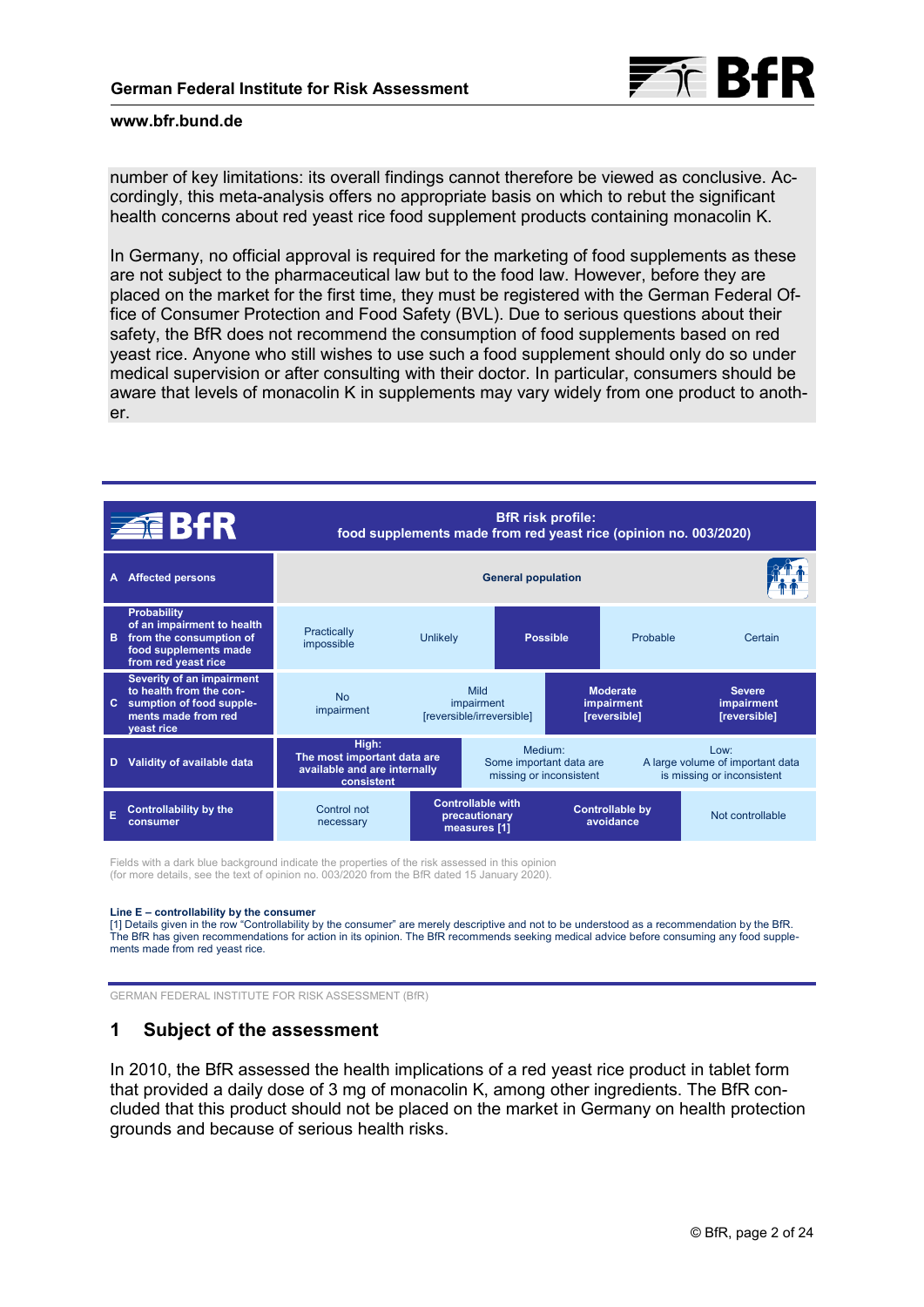number of key limitations: its overall findings cannot therefore be viewed as conclusive. Accordingly, this meta-analysis offers no appropriate basis on which to rebut the significant health concerns about red yeast rice food supplement products containing monacolin K.

In Germany, no official approval is required for the marketing of food supplements as these are not subject to the pharmaceutical law but to the food law. However, before they are placed on the market for the first time, they must be registered with the German Federal Office of Consumer Protection and Food Safety (BVL). Due to serious questions about their safety, the BfR does not recommend the consumption of food supplements based on red yeast rice. Anyone who still wishes to use such a food supplement should only do so under medical supervision or after consulting with their doctor. In particular, consumers should be aware that levels of monacolin K in supplements may vary widely from one product to another.

| BfR | BfR risk profile: food supplements made from red yeast rice (opinion no. 003/2020) | | | | |
|---|---|---|---|---|---|
| **A** Affected persons | General population | | | | |
| **B** Probability of an impairment to health from the consumption of food supplements made from red yeast rice | Practically impossible | Unlikely | **Possible** | Probable | Certain |
| **C** Severity of an impairment to health from the consumption of food supplements made from red yeast rice | No impairment | Mild impairment [reversible/irreversible] | **Moderate impairment [reversible]** | **Severe impairment [reversible]** | |
| **D** Validity of available data | **High: The most important data are available and are internally consistent** | Medium: Some important data are missing or inconsistent | Low: A large volume of important data is missing or inconsistent | | |
| **E** Controllability by the consumer | Control not necessary | **Controllable with precautionary measures [1]** | **Controllable by avoidance** | Not controllable | |

Fields with a dark blue background indicate the properties of the risk assessed in this opinion (for more details, see the text of opinion no. 003/2020 from the BfR dated 15 January 2020).

**Line E – controllability by the consumer**
[1] Details given in the row "Controllability by the consumer" are merely descriptive and not to be understood as a recommendation by the BfR. The BfR has given recommendations for action in its opinion. The BfR recommends seeking medical advice before consuming any food supplements made from red yeast rice.

GERMAN FEDERAL INSTITUTE FOR RISK ASSESSMENT (BfR)

## 1 Subject of the assessment

In 2010, the BfR assessed the health implications of a red yeast rice product in tablet form that provided a daily dose of 3 mg of monacolin K, among other ingredients. The BfR concluded that this product should not be placed on the market in Germany on health protection grounds and because of serious health risks.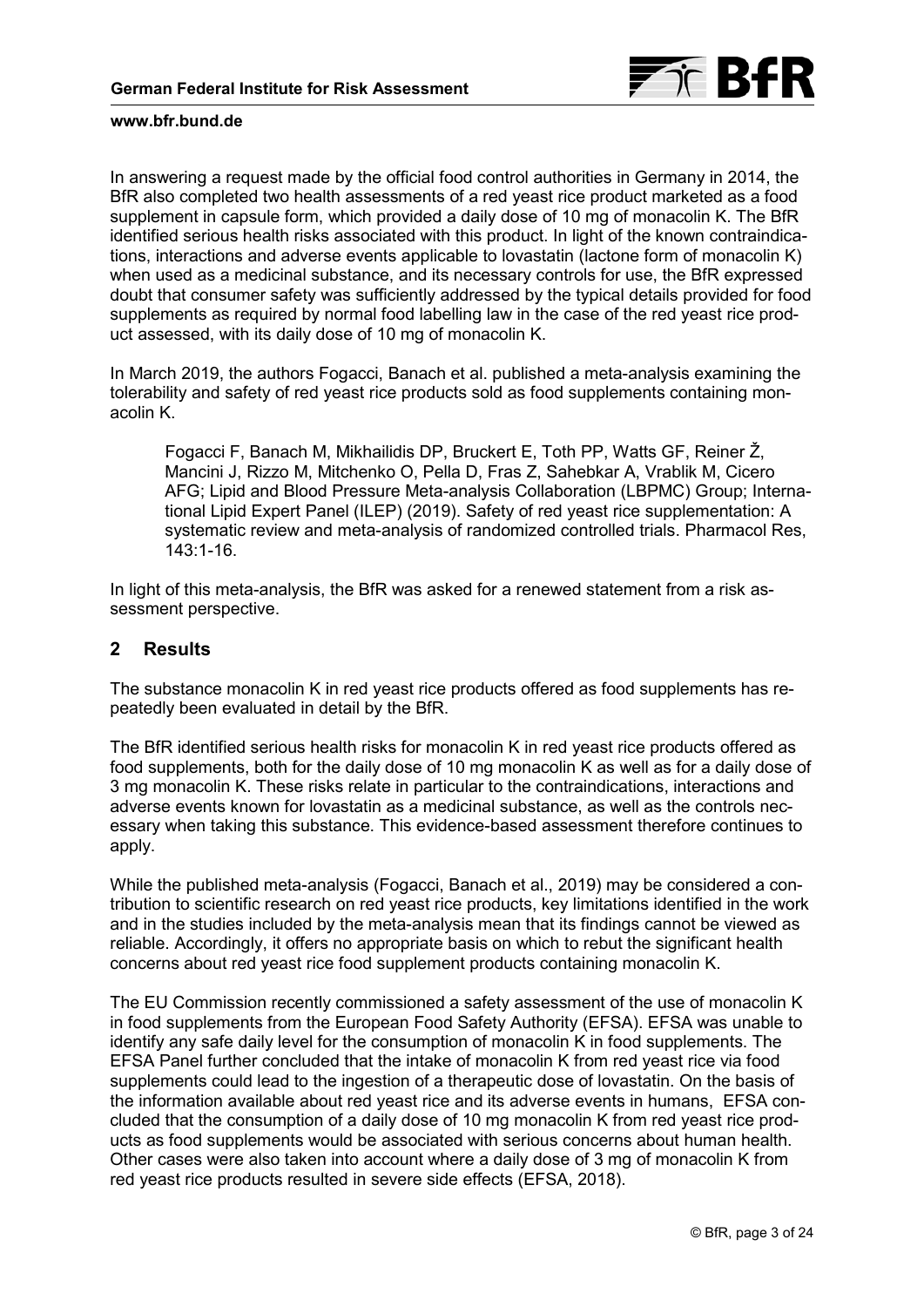In answering a request made by the official food control authorities in Germany in 2014, the BfR also completed two health assessments of a red yeast rice product marketed as a food supplement in capsule form, which provided a daily dose of 10 mg of monacolin K. The BfR identified serious health risks associated with this product. In light of the known contraindications, interactions and adverse events applicable to lovastatin (lactone form of monacolin K) when used as a medicinal substance, and its necessary controls for use, the BfR expressed doubt that consumer safety was sufficiently addressed by the typical details provided for food supplements as required by normal food labelling law in the case of the red yeast rice product assessed, with its daily dose of 10 mg of monacolin K.

In March 2019, the authors Fogacci, Banach et al. published a meta-analysis examining the tolerability and safety of red yeast rice products sold as food supplements containing monacolin K.

> Fogacci F, Banach M, Mikhailidis DP, Bruckert E, Toth PP, Watts GF, Reiner Ž, Mancini J, Rizzo M, Mitchenko O, Pella D, Fras Z, Sahebkar A, Vrablik M, Cicero AFG; Lipid and Blood Pressure Meta-analysis Collaboration (LBPMC) Group; International Lipid Expert Panel (ILEP) (2019). Safety of red yeast rice supplementation: A systematic review and meta-analysis of randomized controlled trials. Pharmacol Res, 143:1-16.

In light of this meta-analysis, the BfR was asked for a renewed statement from a risk assessment perspective.

## 2 Results

The substance monacolin K in red yeast rice products offered as food supplements has repeatedly been evaluated in detail by the BfR.

The BfR identified serious health risks for monacolin K in red yeast rice products offered as food supplements, both for the daily dose of 10 mg monacolin K as well as for a daily dose of 3 mg monacolin K. These risks relate in particular to the contraindications, interactions and adverse events known for lovastatin as a medicinal substance, as well as the controls necessary when taking this substance. This evidence-based assessment therefore continues to apply.

While the published meta-analysis (Fogacci, Banach et al., 2019) may be considered a contribution to scientific research on red yeast rice products, key limitations identified in the work and in the studies included by the meta-analysis mean that its findings cannot be viewed as reliable. Accordingly, it offers no appropriate basis on which to rebut the significant health concerns about red yeast rice food supplement products containing monacolin K.

The EU Commission recently commissioned a safety assessment of the use of monacolin K in food supplements from the European Food Safety Authority (EFSA). EFSA was unable to identify any safe daily level for the consumption of monacolin K in food supplements. The EFSA Panel further concluded that the intake of monacolin K from red yeast rice via food supplements could lead to the ingestion of a therapeutic dose of lovastatin. On the basis of the information available about red yeast rice and its adverse events in humans, EFSA concluded that the consumption of a daily dose of 10 mg monacolin K from red yeast rice products as food supplements would be associated with serious concerns about human health. Other cases were also taken into account where a daily dose of 3 mg of monacolin K from red yeast rice products resulted in severe side effects (EFSA, 2018).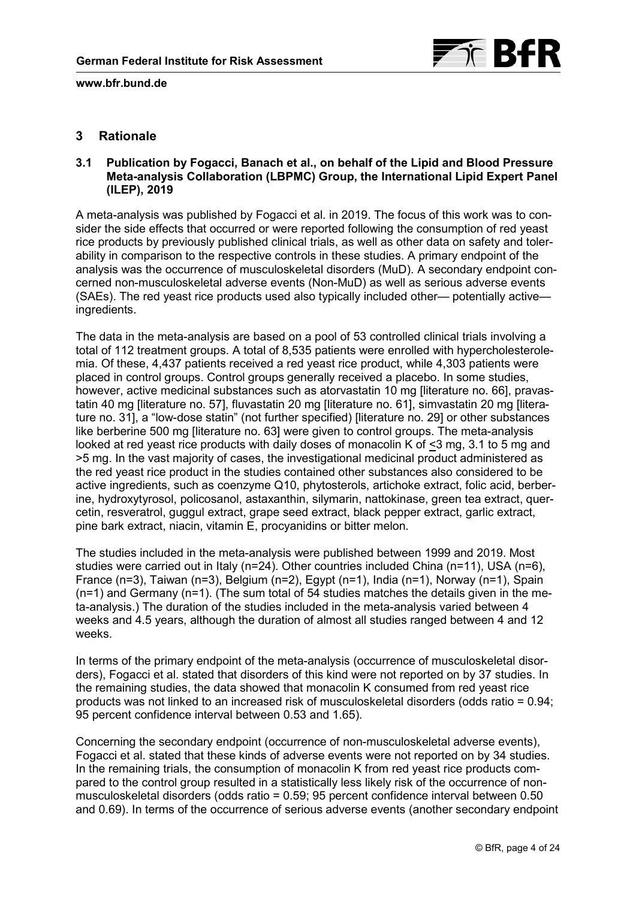## 3 Rationale

### 3.1 Publication by Fogacci, Banach et al., on behalf of the Lipid and Blood Pressure Meta-analysis Collaboration (LBPMC) Group, the International Lipid Expert Panel (ILEP), 2019

A meta-analysis was published by Fogacci et al. in 2019. The focus of this work was to consider the side effects that occurred or were reported following the consumption of red yeast rice products by previously published clinical trials, as well as other data on safety and tolerability in comparison to the respective controls in these studies. A primary endpoint of the analysis was the occurrence of musculoskeletal disorders (MuD). A secondary endpoint concerned non-musculoskeletal adverse events (Non-MuD) as well as serious adverse events (SAEs). The red yeast rice products used also typically included other— potentially active— ingredients.

The data in the meta-analysis are based on a pool of 53 controlled clinical trials involving a total of 112 treatment groups. A total of 8,535 patients were enrolled with hypercholesterolemia. Of these, 4,437 patients received a red yeast rice product, while 4,303 patients were placed in control groups. Control groups generally received a placebo. In some studies, however, active medicinal substances such as atorvastatin 10 mg [literature no. 66], pravastatin 40 mg [literature no. 57], fluvastatin 20 mg [literature no. 61], simvastatin 20 mg [literature no. 31], a "low-dose statin" (not further specified) [literature no. 29] or other substances like berberine 500 mg [literature no. 63] were given to control groups. The meta-analysis looked at red yeast rice products with daily doses of monacolin K of ≤3 mg, 3.1 to 5 mg and >5 mg. In the vast majority of cases, the investigational medicinal product administered as the red yeast rice product in the studies contained other substances also considered to be active ingredients, such as coenzyme Q10, phytosterols, artichoke extract, folic acid, berberine, hydroxytyrosol, policosanol, astaxanthin, silymarin, nattokinase, green tea extract, quercetin, resveratrol, guggul extract, grape seed extract, black pepper extract, garlic extract, pine bark extract, niacin, vitamin E, procyanidins or bitter melon.

The studies included in the meta-analysis were published between 1999 and 2019. Most studies were carried out in Italy (n=24). Other countries included China (n=11), USA (n=6), France (n=3), Taiwan (n=3), Belgium (n=2), Egypt (n=1), India (n=1), Norway (n=1), Spain (n=1) and Germany (n=1). (The sum total of 54 studies matches the details given in the meta-analysis.) The duration of the studies included in the meta-analysis varied between 4 weeks and 4.5 years, although the duration of almost all studies ranged between 4 and 12 weeks.

In terms of the primary endpoint of the meta-analysis (occurrence of musculoskeletal disorders), Fogacci et al. stated that disorders of this kind were not reported on by 37 studies. In the remaining studies, the data showed that monacolin K consumed from red yeast rice products was not linked to an increased risk of musculoskeletal disorders (odds ratio = 0.94; 95 percent confidence interval between 0.53 and 1.65).

Concerning the secondary endpoint (occurrence of non-musculoskeletal adverse events), Fogacci et al. stated that these kinds of adverse events were not reported on by 34 studies. In the remaining trials, the consumption of monacolin K from red yeast rice products compared to the control group resulted in a statistically less likely risk of the occurrence of non-musculoskeletal disorders (odds ratio = 0.59; 95 percent confidence interval between 0.50 and 0.69). In terms of the occurrence of serious adverse events (another secondary endpoint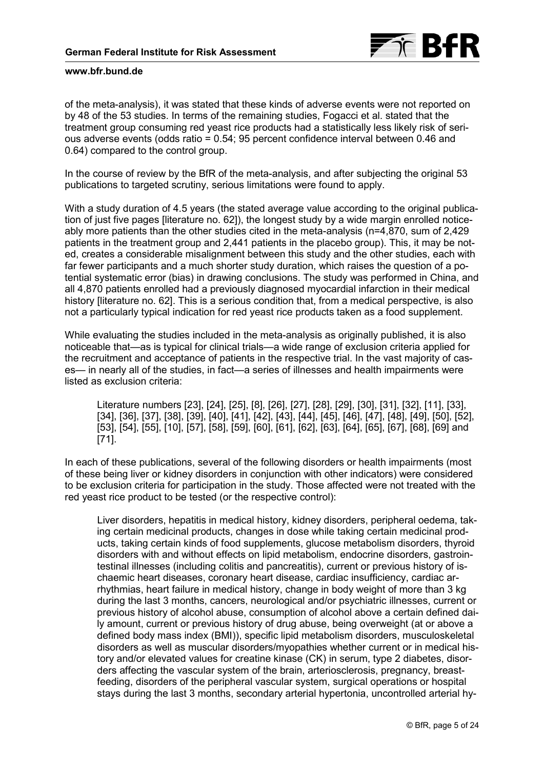of the meta-analysis), it was stated that these kinds of adverse events were not reported on by 48 of the 53 studies. In terms of the remaining studies, Fogacci et al. stated that the treatment group consuming red yeast rice products had a statistically less likely risk of serious adverse events (odds ratio = 0.54; 95 percent confidence interval between 0.46 and 0.64) compared to the control group.

In the course of review by the BfR of the meta-analysis, and after subjecting the original 53 publications to targeted scrutiny, serious limitations were found to apply.

With a study duration of 4.5 years (the stated average value according to the original publication of just five pages [literature no. 62]), the longest study by a wide margin enrolled noticeably more patients than the other studies cited in the meta-analysis (n=4,870, sum of 2,429 patients in the treatment group and 2,441 patients in the placebo group). This, it may be noted, creates a considerable misalignment between this study and the other studies, each with far fewer participants and a much shorter study duration, which raises the question of a potential systematic error (bias) in drawing conclusions. The study was performed in China, and all 4,870 patients enrolled had a previously diagnosed myocardial infarction in their medical history [literature no. 62]. This is a serious condition that, from a medical perspective, is also not a particularly typical indication for red yeast rice products taken as a food supplement.

While evaluating the studies included in the meta-analysis as originally published, it is also noticeable that—as is typical for clinical trials—a wide range of exclusion criteria applied for the recruitment and acceptance of patients in the respective trial. In the vast majority of cases— in nearly all of the studies, in fact—a series of illnesses and health impairments were listed as exclusion criteria:

> Literature numbers [23], [24], [25], [8], [26], [27], [28], [29], [30], [31], [32], [11], [33], [34], [36], [37], [38], [39], [40], [41], [42], [43], [44], [45], [46], [47], [48], [49], [50], [52], [53], [54], [55], [10], [57], [58], [59], [60], [61], [62], [63], [64], [65], [67], [68], [69] and [71].

In each of these publications, several of the following disorders or health impairments (most of these being liver or kidney disorders in conjunction with other indicators) were considered to be exclusion criteria for participation in the study. Those affected were not treated with the red yeast rice product to be tested (or the respective control):

> Liver disorders, hepatitis in medical history, kidney disorders, peripheral oedema, taking certain medicinal products, changes in dose while taking certain medicinal products, taking certain kinds of food supplements, glucose metabolism disorders, thyroid disorders with and without effects on lipid metabolism, endocrine disorders, gastrointestinal illnesses (including colitis and pancreatitis), current or previous history of ischaemic heart diseases, coronary heart disease, cardiac insufficiency, cardiac arrhythmias, heart failure in medical history, change in body weight of more than 3 kg during the last 3 months, cancers, neurological and/or psychiatric illnesses, current or previous history of alcohol abuse, consumption of alcohol above a certain defined daily amount, current or previous history of drug abuse, being overweight (at or above a defined body mass index (BMI)), specific lipid metabolism disorders, musculoskeletal disorders as well as muscular disorders/myopathies whether current or in medical history and/or elevated values for creatine kinase (CK) in serum, type 2 diabetes, disorders affecting the vascular system of the brain, arteriosclerosis, pregnancy, breastfeeding, disorders of the peripheral vascular system, surgical operations or hospital stays during the last 3 months, secondary arterial hypertonia, uncontrolled arterial hy-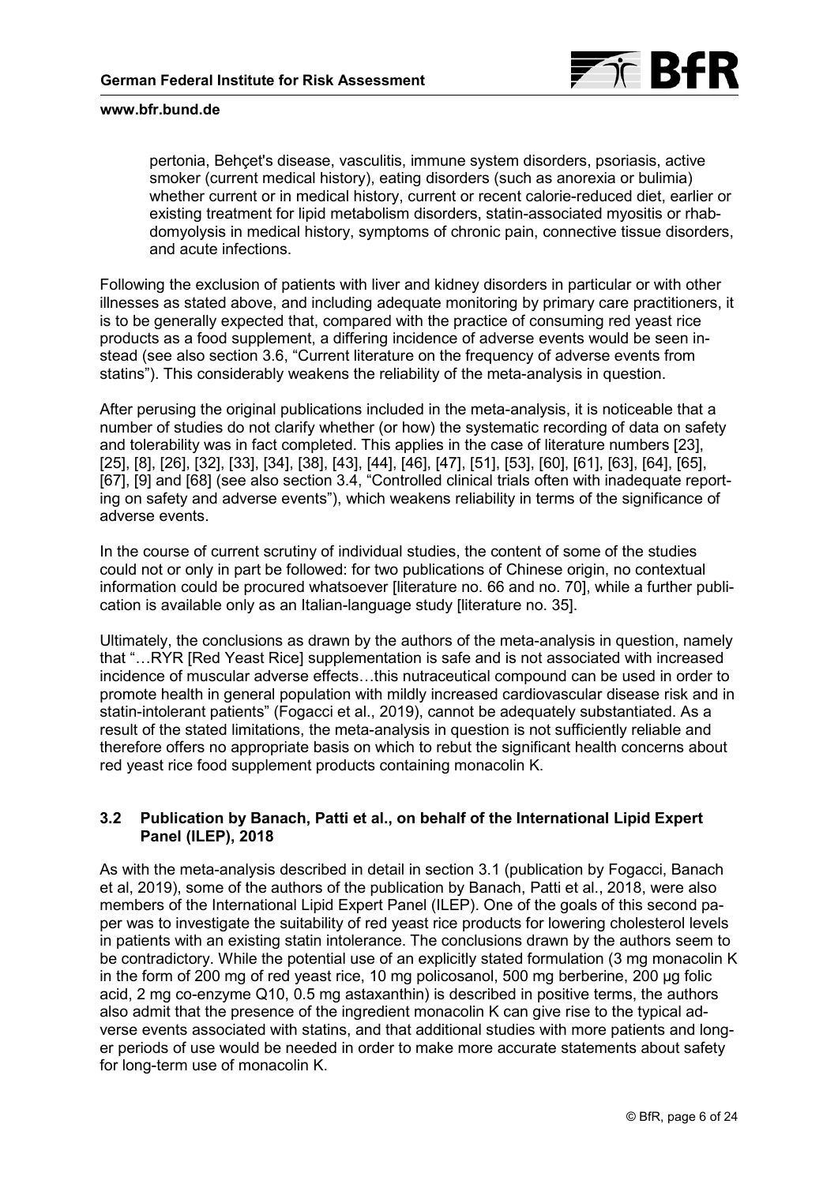pertonia, Behçet's disease, vasculitis, immune system disorders, psoriasis, active smoker (current medical history), eating disorders (such as anorexia or bulimia) whether current or in medical history, current or recent calorie-reduced diet, earlier or existing treatment for lipid metabolism disorders, statin-associated myositis or rhabdomyolysis in medical history, symptoms of chronic pain, connective tissue disorders, and acute infections.

Following the exclusion of patients with liver and kidney disorders in particular or with other illnesses as stated above, and including adequate monitoring by primary care practitioners, it is to be generally expected that, compared with the practice of consuming red yeast rice products as a food supplement, a differing incidence of adverse events would be seen instead (see also section 3.6, "Current literature on the frequency of adverse events from statins"). This considerably weakens the reliability of the meta-analysis in question.

After perusing the original publications included in the meta-analysis, it is noticeable that a number of studies do not clarify whether (or how) the systematic recording of data on safety and tolerability was in fact completed. This applies in the case of literature numbers [23], [25], [8], [26], [32], [33], [34], [38], [43], [44], [46], [47], [51], [53], [60], [61], [63], [64], [65], [67], [9] and [68] (see also section 3.4, "Controlled clinical trials often with inadequate reporting on safety and adverse events"), which weakens reliability in terms of the significance of adverse events.

In the course of current scrutiny of individual studies, the content of some of the studies could not or only in part be followed: for two publications of Chinese origin, no contextual information could be procured whatsoever [literature no. 66 and no. 70], while a further publication is available only as an Italian-language study [literature no. 35].

Ultimately, the conclusions as drawn by the authors of the meta-analysis in question, namely that "…RYR [Red Yeast Rice] supplementation is safe and is not associated with increased incidence of muscular adverse effects…this nutraceutical compound can be used in order to promote health in general population with mildly increased cardiovascular disease risk and in statin-intolerant patients" (Fogacci et al., 2019), cannot be adequately substantiated. As a result of the stated limitations, the meta-analysis in question is not sufficiently reliable and therefore offers no appropriate basis on which to rebut the significant health concerns about red yeast rice food supplement products containing monacolin K.

### 3.2 Publication by Banach, Patti et al., on behalf of the International Lipid Expert Panel (ILEP), 2018

As with the meta-analysis described in detail in section 3.1 (publication by Fogacci, Banach et al, 2019), some of the authors of the publication by Banach, Patti et al., 2018, were also members of the International Lipid Expert Panel (ILEP). One of the goals of this second paper was to investigate the suitability of red yeast rice products for lowering cholesterol levels in patients with an existing statin intolerance. The conclusions drawn by the authors seem to be contradictory. While the potential use of an explicitly stated formulation (3 mg monacolin K in the form of 200 mg of red yeast rice, 10 mg policosanol, 500 mg berberine, 200 µg folic acid, 2 mg co-enzyme Q10, 0.5 mg astaxanthin) is described in positive terms, the authors also admit that the presence of the ingredient monacolin K can give rise to the typical adverse events associated with statins, and that additional studies with more patients and longer periods of use would be needed in order to make more accurate statements about safety for long-term use of monacolin K.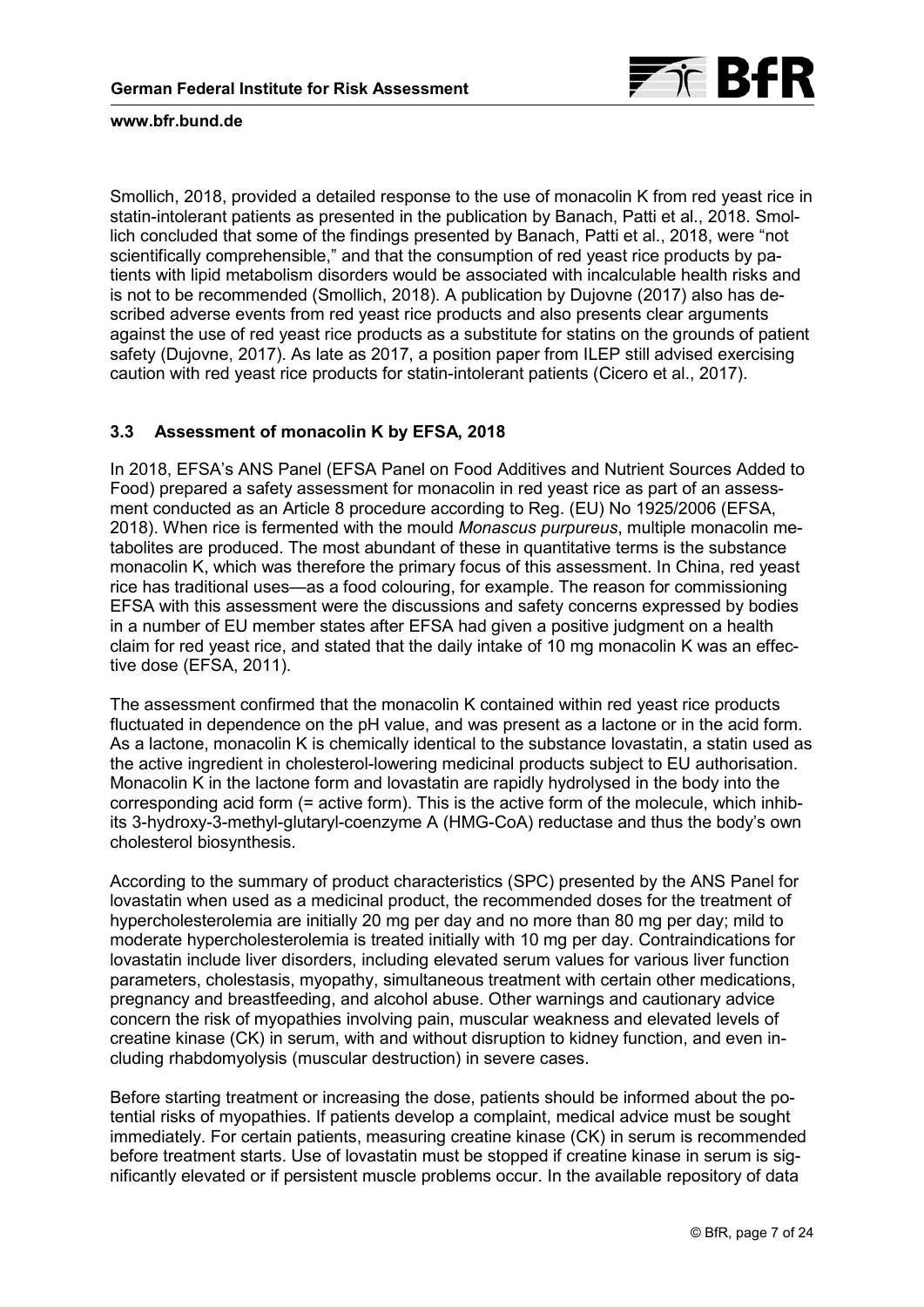Smollich, 2018, provided a detailed response to the use of monacolin K from red yeast rice in statin-intolerant patients as presented in the publication by Banach, Patti et al., 2018. Smollich concluded that some of the findings presented by Banach, Patti et al., 2018, were "not scientifically comprehensible," and that the consumption of red yeast rice products by patients with lipid metabolism disorders would be associated with incalculable health risks and is not to be recommended (Smollich, 2018). A publication by Dujovne (2017) also has described adverse events from red yeast rice products and also presents clear arguments against the use of red yeast rice products as a substitute for statins on the grounds of patient safety (Dujovne, 2017). As late as 2017, a position paper from ILEP still advised exercising caution with red yeast rice products for statin-intolerant patients (Cicero et al., 2017).

### 3.3 Assessment of monacolin K by EFSA, 2018

In 2018, EFSA's ANS Panel (EFSA Panel on Food Additives and Nutrient Sources Added to Food) prepared a safety assessment for monacolin in red yeast rice as part of an assessment conducted as an Article 8 procedure according to Reg. (EU) No 1925/2006 (EFSA, 2018). When rice is fermented with the mould *Monascus purpureus*, multiple monacolin metabolites are produced. The most abundant of these in quantitative terms is the substance monacolin K, which was therefore the primary focus of this assessment. In China, red yeast rice has traditional uses—as a food colouring, for example. The reason for commissioning EFSA with this assessment were the discussions and safety concerns expressed by bodies in a number of EU member states after EFSA had given a positive judgment on a health claim for red yeast rice, and stated that the daily intake of 10 mg monacolin K was an effective dose (EFSA, 2011).

The assessment confirmed that the monacolin K contained within red yeast rice products fluctuated in dependence on the pH value, and was present as a lactone or in the acid form. As a lactone, monacolin K is chemically identical to the substance lovastatin, a statin used as the active ingredient in cholesterol-lowering medicinal products subject to EU authorisation. Monacolin K in the lactone form and lovastatin are rapidly hydrolysed in the body into the corresponding acid form (= active form). This is the active form of the molecule, which inhibits 3-hydroxy-3-methyl-glutaryl-coenzyme A (HMG-CoA) reductase and thus the body's own cholesterol biosynthesis.

According to the summary of product characteristics (SPC) presented by the ANS Panel for lovastatin when used as a medicinal product, the recommended doses for the treatment of hypercholesterolemia are initially 20 mg per day and no more than 80 mg per day; mild to moderate hypercholesterolemia is treated initially with 10 mg per day. Contraindications for lovastatin include liver disorders, including elevated serum values for various liver function parameters, cholestasis, myopathy, simultaneous treatment with certain other medications, pregnancy and breastfeeding, and alcohol abuse. Other warnings and cautionary advice concern the risk of myopathies involving pain, muscular weakness and elevated levels of creatine kinase (CK) in serum, with and without disruption to kidney function, and even including rhabdomyolysis (muscular destruction) in severe cases.

Before starting treatment or increasing the dose, patients should be informed about the potential risks of myopathies. If patients develop a complaint, medical advice must be sought immediately. For certain patients, measuring creatine kinase (CK) in serum is recommended before treatment starts. Use of lovastatin must be stopped if creatine kinase in serum is significantly elevated or if persistent muscle problems occur. In the available repository of data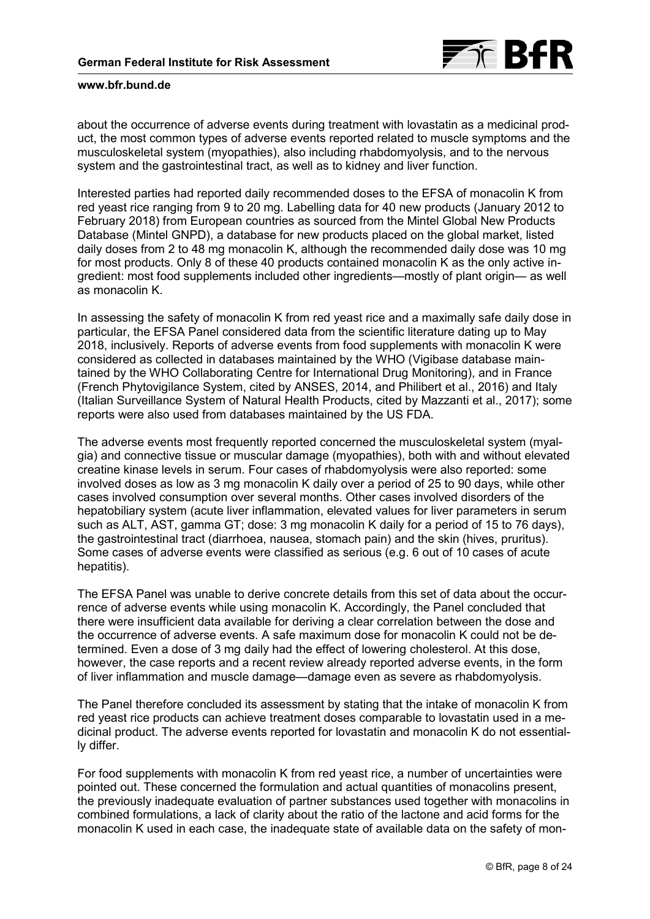about the occurrence of adverse events during treatment with lovastatin as a medicinal product, the most common types of adverse events reported related to muscle symptoms and the musculoskeletal system (myopathies), also including rhabdomyolysis, and to the nervous system and the gastrointestinal tract, as well as to kidney and liver function.

Interested parties had reported daily recommended doses to the EFSA of monacolin K from red yeast rice ranging from 9 to 20 mg. Labelling data for 40 new products (January 2012 to February 2018) from European countries as sourced from the Mintel Global New Products Database (Mintel GNPD), a database for new products placed on the global market, listed daily doses from 2 to 48 mg monacolin K, although the recommended daily dose was 10 mg for most products. Only 8 of these 40 products contained monacolin K as the only active ingredient: most food supplements included other ingredients—mostly of plant origin— as well as monacolin K.

In assessing the safety of monacolin K from red yeast rice and a maximally safe daily dose in particular, the EFSA Panel considered data from the scientific literature dating up to May 2018, inclusively. Reports of adverse events from food supplements with monacolin K were considered as collected in databases maintained by the WHO (Vigibase database maintained by the WHO Collaborating Centre for International Drug Monitoring), and in France (French Phytovigilance System, cited by ANSES, 2014, and Philibert et al., 2016) and Italy (Italian Surveillance System of Natural Health Products, cited by Mazzanti et al., 2017); some reports were also used from databases maintained by the US FDA.

The adverse events most frequently reported concerned the musculoskeletal system (myalgia) and connective tissue or muscular damage (myopathies), both with and without elevated creatine kinase levels in serum. Four cases of rhabdomyolysis were also reported: some involved doses as low as 3 mg monacolin K daily over a period of 25 to 90 days, while other cases involved consumption over several months. Other cases involved disorders of the hepatobiliary system (acute liver inflammation, elevated values for liver parameters in serum such as ALT, AST, gamma GT; dose: 3 mg monacolin K daily for a period of 15 to 76 days), the gastrointestinal tract (diarrhoea, nausea, stomach pain) and the skin (hives, pruritus). Some cases of adverse events were classified as serious (e.g. 6 out of 10 cases of acute hepatitis).

The EFSA Panel was unable to derive concrete details from this set of data about the occurrence of adverse events while using monacolin K. Accordingly, the Panel concluded that there were insufficient data available for deriving a clear correlation between the dose and the occurrence of adverse events. A safe maximum dose for monacolin K could not be determined. Even a dose of 3 mg daily had the effect of lowering cholesterol. At this dose, however, the case reports and a recent review already reported adverse events, in the form of liver inflammation and muscle damage—damage even as severe as rhabdomyolysis.

The Panel therefore concluded its assessment by stating that the intake of monacolin K from red yeast rice products can achieve treatment doses comparable to lovastatin used in a medicinal product. The adverse events reported for lovastatin and monacolin K do not essentially differ.

For food supplements with monacolin K from red yeast rice, a number of uncertainties were pointed out. These concerned the formulation and actual quantities of monacolins present, the previously inadequate evaluation of partner substances used together with monacolins in combined formulations, a lack of clarity about the ratio of the lactone and acid forms for the monacolin K used in each case, the inadequate state of available data on the safety of mon-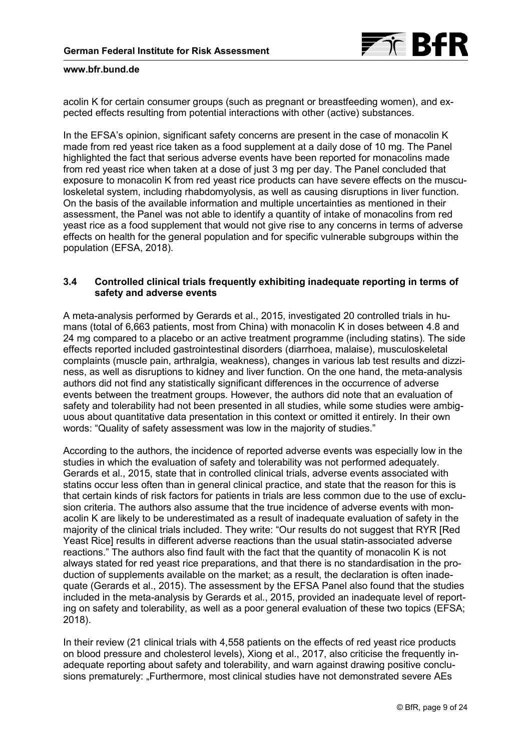acolin K for certain consumer groups (such as pregnant or breastfeeding women), and expected effects resulting from potential interactions with other (active) substances.

In the EFSA's opinion, significant safety concerns are present in the case of monacolin K made from red yeast rice taken as a food supplement at a daily dose of 10 mg. The Panel highlighted the fact that serious adverse events have been reported for monacolins made from red yeast rice when taken at a dose of just 3 mg per day. The Panel concluded that exposure to monacolin K from red yeast rice products can have severe effects on the musculoskeletal system, including rhabdomyolysis, as well as causing disruptions in liver function. On the basis of the available information and multiple uncertainties as mentioned in their assessment, the Panel was not able to identify a quantity of intake of monacolins from red yeast rice as a food supplement that would not give rise to any concerns in terms of adverse effects on health for the general population and for specific vulnerable subgroups within the population (EFSA, 2018).

### 3.4 Controlled clinical trials frequently exhibiting inadequate reporting in terms of safety and adverse events

A meta-analysis performed by Gerards et al., 2015, investigated 20 controlled trials in humans (total of 6,663 patients, most from China) with monacolin K in doses between 4.8 and 24 mg compared to a placebo or an active treatment programme (including statins). The side effects reported included gastrointestinal disorders (diarrhoea, malaise), musculoskeletal complaints (muscle pain, arthralgia, weakness), changes in various lab test results and dizziness, as well as disruptions to kidney and liver function. On the one hand, the meta-analysis authors did not find any statistically significant differences in the occurrence of adverse events between the treatment groups. However, the authors did note that an evaluation of safety and tolerability had not been presented in all studies, while some studies were ambiguous about quantitative data presentation in this context or omitted it entirely. In their own words: "Quality of safety assessment was low in the majority of studies."

According to the authors, the incidence of reported adverse events was especially low in the studies in which the evaluation of safety and tolerability was not performed adequately. Gerards et al., 2015, state that in controlled clinical trials, adverse events associated with statins occur less often than in general clinical practice, and state that the reason for this is that certain kinds of risk factors for patients in trials are less common due to the use of exclusion criteria. The authors also assume that the true incidence of adverse events with monacolin K are likely to be underestimated as a result of inadequate evaluation of safety in the majority of the clinical trials included. They write: "Our results do not suggest that RYR [Red Yeast Rice] results in different adverse reactions than the usual statin-associated adverse reactions." The authors also find fault with the fact that the quantity of monacolin K is not always stated for red yeast rice preparations, and that there is no standardisation in the production of supplements available on the market; as a result, the declaration is often inadequate (Gerards et al., 2015). The assessment by the EFSA Panel also found that the studies included in the meta-analysis by Gerards et al., 2015, provided an inadequate level of reporting on safety and tolerability, as well as a poor general evaluation of these two topics (EFSA; 2018).

In their review (21 clinical trials with 4,558 patients on the effects of red yeast rice products on blood pressure and cholesterol levels), Xiong et al., 2017, also criticise the frequently inadequate reporting about safety and tolerability, and warn against drawing positive conclusions prematurely: „Furthermore, most clinical studies have not demonstrated severe AEs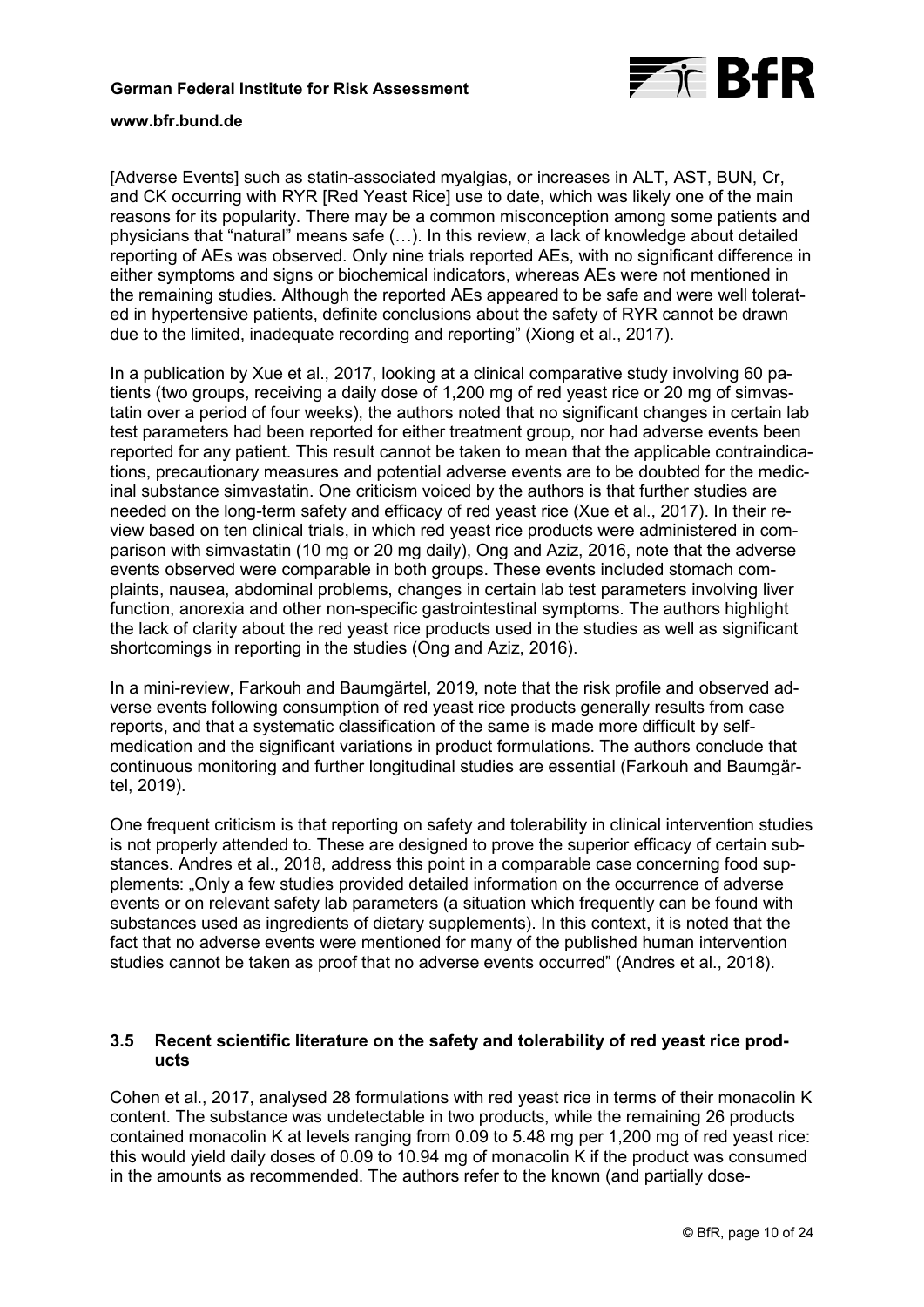[Adverse Events] such as statin-associated myalgias, or increases in ALT, AST, BUN, Cr, and CK occurring with RYR [Red Yeast Rice] use to date, which was likely one of the main reasons for its popularity. There may be a common misconception among some patients and physicians that "natural" means safe (…). In this review, a lack of knowledge about detailed reporting of AEs was observed. Only nine trials reported AEs, with no significant difference in either symptoms and signs or biochemical indicators, whereas AEs were not mentioned in the remaining studies. Although the reported AEs appeared to be safe and were well tolerated in hypertensive patients, definite conclusions about the safety of RYR cannot be drawn due to the limited, inadequate recording and reporting" (Xiong et al., 2017).

In a publication by Xue et al., 2017, looking at a clinical comparative study involving 60 patients (two groups, receiving a daily dose of 1,200 mg of red yeast rice or 20 mg of simvastatin over a period of four weeks), the authors noted that no significant changes in certain lab test parameters had been reported for either treatment group, nor had adverse events been reported for any patient. This result cannot be taken to mean that the applicable contraindications, precautionary measures and potential adverse events are to be doubted for the medicinal substance simvastatin. One criticism voiced by the authors is that further studies are needed on the long-term safety and efficacy of red yeast rice (Xue et al., 2017). In their review based on ten clinical trials, in which red yeast rice products were administered in comparison with simvastatin (10 mg or 20 mg daily), Ong and Aziz, 2016, note that the adverse events observed were comparable in both groups. These events included stomach complaints, nausea, abdominal problems, changes in certain lab test parameters involving liver function, anorexia and other non-specific gastrointestinal symptoms. The authors highlight the lack of clarity about the red yeast rice products used in the studies as well as significant shortcomings in reporting in the studies (Ong and Aziz, 2016).

In a mini-review, Farkouh and Baumgärtel, 2019, note that the risk profile and observed adverse events following consumption of red yeast rice products generally results from case reports, and that a systematic classification of the same is made more difficult by self-medication and the significant variations in product formulations. The authors conclude that continuous monitoring and further longitudinal studies are essential (Farkouh and Baumgärtel, 2019).

One frequent criticism is that reporting on safety and tolerability in clinical intervention studies is not properly attended to. These are designed to prove the superior efficacy of certain substances. Andres et al., 2018, address this point in a comparable case concerning food supplements: „Only a few studies provided detailed information on the occurrence of adverse events or on relevant safety lab parameters (a situation which frequently can be found with substances used as ingredients of dietary supplements). In this context, it is noted that the fact that no adverse events were mentioned for many of the published human intervention studies cannot be taken as proof that no adverse events occurred" (Andres et al., 2018).

### 3.5 Recent scientific literature on the safety and tolerability of red yeast rice products

Cohen et al., 2017, analysed 28 formulations with red yeast rice in terms of their monacolin K content. The substance was undetectable in two products, while the remaining 26 products contained monacolin K at levels ranging from 0.09 to 5.48 mg per 1,200 mg of red yeast rice: this would yield daily doses of 0.09 to 10.94 mg of monacolin K if the product was consumed in the amounts as recommended. The authors refer to the known (and partially dose-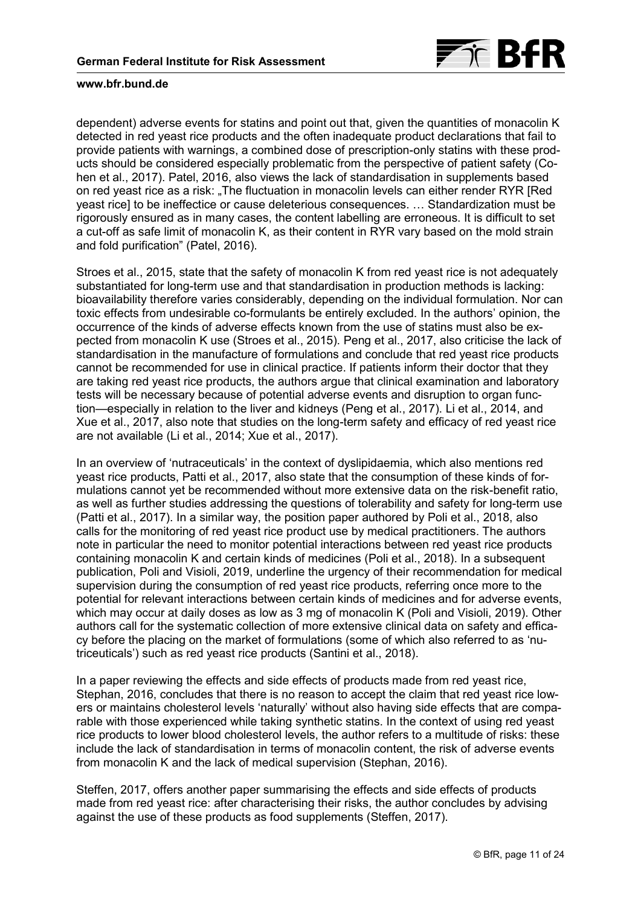dependent) adverse events for statins and point out that, given the quantities of monacolin K detected in red yeast rice products and the often inadequate product declarations that fail to provide patients with warnings, a combined dose of prescription-only statins with these products should be considered especially problematic from the perspective of patient safety (Cohen et al., 2017). Patel, 2016, also views the lack of standardisation in supplements based on red yeast rice as a risk: „The fluctuation in monacolin levels can either render RYR [Red yeast rice] to be ineffectice or cause deleterious consequences. … Standardization must be rigorously ensured as in many cases, the content labelling are erroneous. It is difficult to set a cut-off as safe limit of monacolin K, as their content in RYR vary based on the mold strain and fold purification" (Patel, 2016).

Stroes et al., 2015, state that the safety of monacolin K from red yeast rice is not adequately substantiated for long-term use and that standardisation in production methods is lacking: bioavailability therefore varies considerably, depending on the individual formulation. Nor can toxic effects from undesirable co-formulants be entirely excluded. In the authors' opinion, the occurrence of the kinds of adverse effects known from the use of statins must also be expected from monacolin K use (Stroes et al., 2015). Peng et al., 2017, also criticise the lack of standardisation in the manufacture of formulations and conclude that red yeast rice products cannot be recommended for use in clinical practice. If patients inform their doctor that they are taking red yeast rice products, the authors argue that clinical examination and laboratory tests will be necessary because of potential adverse events and disruption to organ function—especially in relation to the liver and kidneys (Peng et al., 2017). Li et al., 2014, and Xue et al., 2017, also note that studies on the long-term safety and efficacy of red yeast rice are not available (Li et al., 2014; Xue et al., 2017).

In an overview of 'nutraceuticals' in the context of dyslipidaemia, which also mentions red yeast rice products, Patti et al., 2017, also state that the consumption of these kinds of formulations cannot yet be recommended without more extensive data on the risk-benefit ratio, as well as further studies addressing the questions of tolerability and safety for long-term use (Patti et al., 2017). In a similar way, the position paper authored by Poli et al., 2018, also calls for the monitoring of red yeast rice product use by medical practitioners. The authors note in particular the need to monitor potential interactions between red yeast rice products containing monacolin K and certain kinds of medicines (Poli et al., 2018). In a subsequent publication, Poli and Visioli, 2019, underline the urgency of their recommendation for medical supervision during the consumption of red yeast rice products, referring once more to the potential for relevant interactions between certain kinds of medicines and for adverse events, which may occur at daily doses as low as 3 mg of monacolin K (Poli and Visioli, 2019). Other authors call for the systematic collection of more extensive clinical data on safety and efficacy before the placing on the market of formulations (some of which also referred to as 'nutriceuticals') such as red yeast rice products (Santini et al., 2018).

In a paper reviewing the effects and side effects of products made from red yeast rice, Stephan, 2016, concludes that there is no reason to accept the claim that red yeast rice lowers or maintains cholesterol levels 'naturally' without also having side effects that are comparable with those experienced while taking synthetic statins. In the context of using red yeast rice products to lower blood cholesterol levels, the author refers to a multitude of risks: these include the lack of standardisation in terms of monacolin content, the risk of adverse events from monacolin K and the lack of medical supervision (Stephan, 2016).

Steffen, 2017, offers another paper summarising the effects and side effects of products made from red yeast rice: after characterising their risks, the author concludes by advising against the use of these products as food supplements (Steffen, 2017).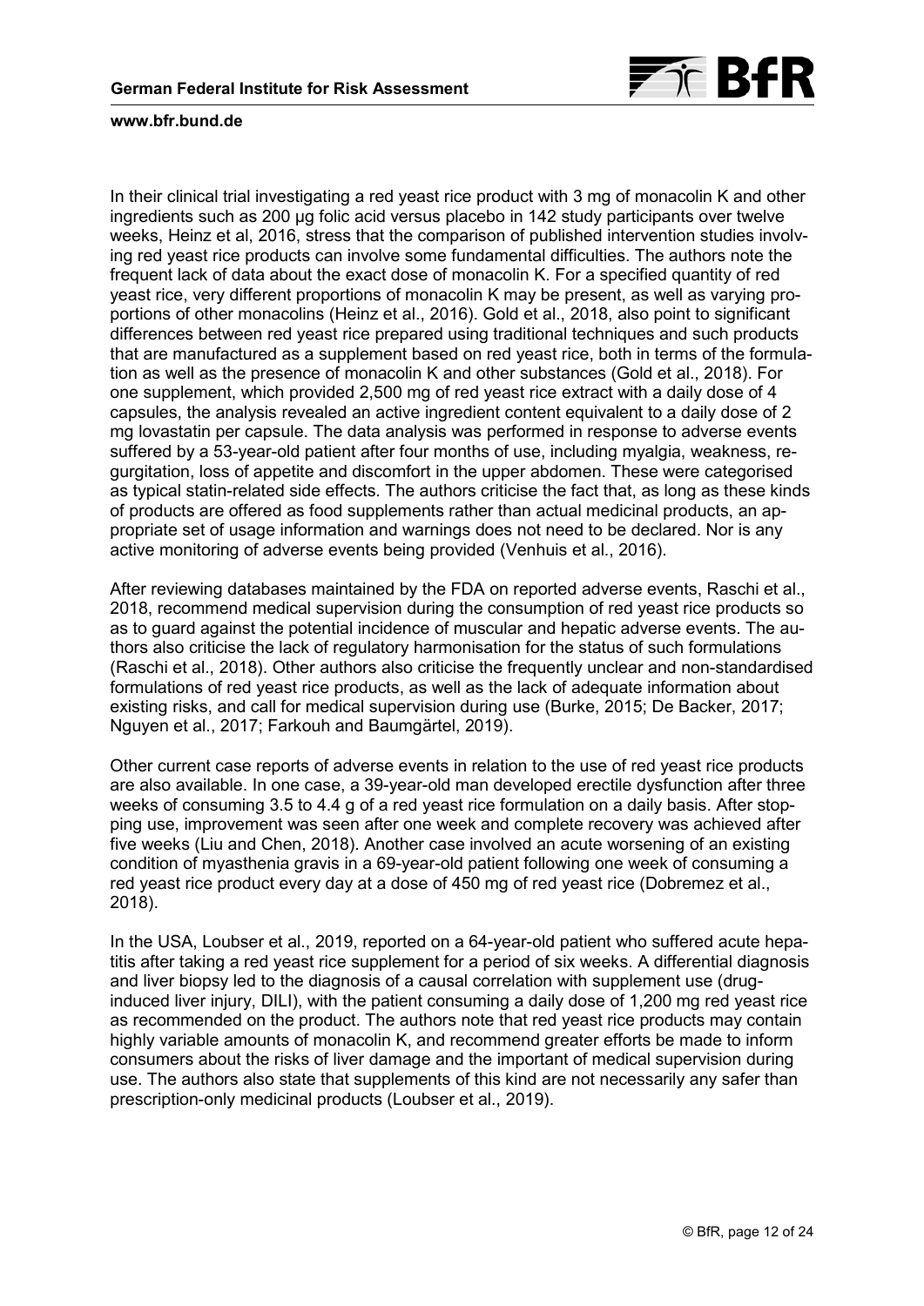In their clinical trial investigating a red yeast rice product with 3 mg of monacolin K and other ingredients such as 200 µg folic acid versus placebo in 142 study participants over twelve weeks, Heinz et al, 2016, stress that the comparison of published intervention studies involving red yeast rice products can involve some fundamental difficulties. The authors note the frequent lack of data about the exact dose of monacolin K. For a specified quantity of red yeast rice, very different proportions of monacolin K may be present, as well as varying proportions of other monacolins (Heinz et al., 2016). Gold et al., 2018, also point to significant differences between red yeast rice prepared using traditional techniques and such products that are manufactured as a supplement based on red yeast rice, both in terms of the formulation as well as the presence of monacolin K and other substances (Gold et al., 2018). For one supplement, which provided 2,500 mg of red yeast rice extract with a daily dose of 4 capsules, the analysis revealed an active ingredient content equivalent to a daily dose of 2 mg lovastatin per capsule. The data analysis was performed in response to adverse events suffered by a 53-year-old patient after four months of use, including myalgia, weakness, regurgitation, loss of appetite and discomfort in the upper abdomen. These were categorised as typical statin-related side effects. The authors criticise the fact that, as long as these kinds of products are offered as food supplements rather than actual medicinal products, an appropriate set of usage information and warnings does not need to be declared. Nor is any active monitoring of adverse events being provided (Venhuis et al., 2016).

After reviewing databases maintained by the FDA on reported adverse events, Raschi et al., 2018, recommend medical supervision during the consumption of red yeast rice products so as to guard against the potential incidence of muscular and hepatic adverse events. The authors also criticise the lack of regulatory harmonisation for the status of such formulations (Raschi et al., 2018). Other authors also criticise the frequently unclear and non-standardised formulations of red yeast rice products, as well as the lack of adequate information about existing risks, and call for medical supervision during use (Burke, 2015; De Backer, 2017; Nguyen et al., 2017; Farkouh and Baumgärtel, 2019).

Other current case reports of adverse events in relation to the use of red yeast rice products are also available. In one case, a 39-year-old man developed erectile dysfunction after three weeks of consuming 3.5 to 4.4 g of a red yeast rice formulation on a daily basis. After stopping use, improvement was seen after one week and complete recovery was achieved after five weeks (Liu and Chen, 2018). Another case involved an acute worsening of an existing condition of myasthenia gravis in a 69-year-old patient following one week of consuming a red yeast rice product every day at a dose of 450 mg of red yeast rice (Dobremez et al., 2018).

In the USA, Loubser et al., 2019, reported on a 64-year-old patient who suffered acute hepatitis after taking a red yeast rice supplement for a period of six weeks. A differential diagnosis and liver biopsy led to the diagnosis of a causal correlation with supplement use (drug-induced liver injury, DILI), with the patient consuming a daily dose of 1,200 mg red yeast rice as recommended on the product. The authors note that red yeast rice products may contain highly variable amounts of monacolin K, and recommend greater efforts be made to inform consumers about the risks of liver damage and the important of medical supervision during use. The authors also state that supplements of this kind are not necessarily any safer than prescription-only medicinal products (Loubser et al., 2019).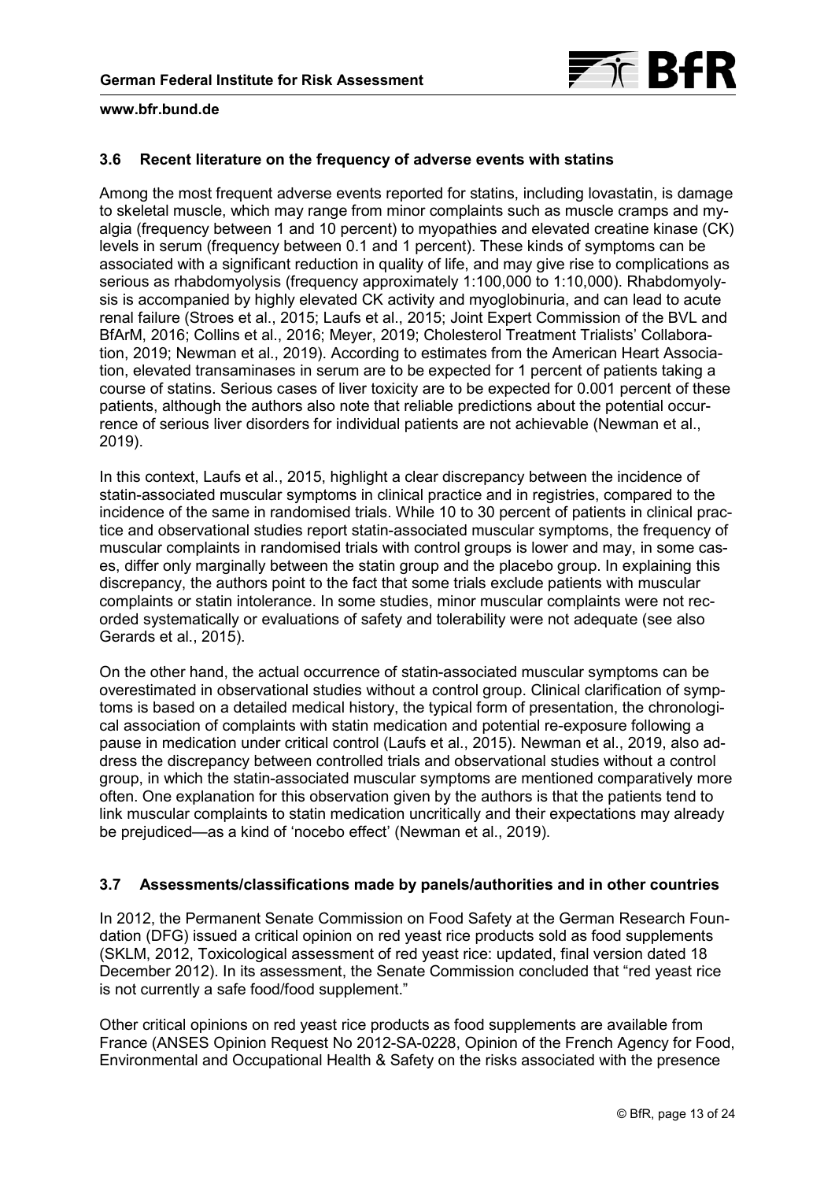### 3.6 Recent literature on the frequency of adverse events with statins

Among the most frequent adverse events reported for statins, including lovastatin, is damage to skeletal muscle, which may range from minor complaints such as muscle cramps and myalgia (frequency between 1 and 10 percent) to myopathies and elevated creatine kinase (CK) levels in serum (frequency between 0.1 and 1 percent). These kinds of symptoms can be associated with a significant reduction in quality of life, and may give rise to complications as serious as rhabdomyolysis (frequency approximately 1:100,000 to 1:10,000). Rhabdomyolysis is accompanied by highly elevated CK activity and myoglobinuria, and can lead to acute renal failure (Stroes et al., 2015; Laufs et al., 2015; Joint Expert Commission of the BVL and BfArM, 2016; Collins et al., 2016; Meyer, 2019; Cholesterol Treatment Trialists' Collaboration, 2019; Newman et al., 2019). According to estimates from the American Heart Association, elevated transaminases in serum are to be expected for 1 percent of patients taking a course of statins. Serious cases of liver toxicity are to be expected for 0.001 percent of these patients, although the authors also note that reliable predictions about the potential occurrence of serious liver disorders for individual patients are not achievable (Newman et al., 2019).

In this context, Laufs et al., 2015, highlight a clear discrepancy between the incidence of statin-associated muscular symptoms in clinical practice and in registries, compared to the incidence of the same in randomised trials. While 10 to 30 percent of patients in clinical practice and observational studies report statin-associated muscular symptoms, the frequency of muscular complaints in randomised trials with control groups is lower and may, in some cases, differ only marginally between the statin group and the placebo group. In explaining this discrepancy, the authors point to the fact that some trials exclude patients with muscular complaints or statin intolerance. In some studies, minor muscular complaints were not recorded systematically or evaluations of safety and tolerability were not adequate (see also Gerards et al., 2015).

On the other hand, the actual occurrence of statin-associated muscular symptoms can be overestimated in observational studies without a control group. Clinical clarification of symptoms is based on a detailed medical history, the typical form of presentation, the chronological association of complaints with statin medication and potential re-exposure following a pause in medication under critical control (Laufs et al., 2015). Newman et al., 2019, also address the discrepancy between controlled trials and observational studies without a control group, in which the statin-associated muscular symptoms are mentioned comparatively more often. One explanation for this observation given by the authors is that the patients tend to link muscular complaints to statin medication uncritically and their expectations may already be prejudiced—as a kind of 'nocebo effect' (Newman et al., 2019).

### 3.7 Assessments/classifications made by panels/authorities and in other countries

In 2012, the Permanent Senate Commission on Food Safety at the German Research Foundation (DFG) issued a critical opinion on red yeast rice products sold as food supplements (SKLM, 2012, Toxicological assessment of red yeast rice: updated, final version dated 18 December 2012). In its assessment, the Senate Commission concluded that "red yeast rice is not currently a safe food/food supplement."

Other critical opinions on red yeast rice products as food supplements are available from France (ANSES Opinion Request No 2012-SA-0228, Opinion of the French Agency for Food, Environmental and Occupational Health & Safety on the risks associated with the presence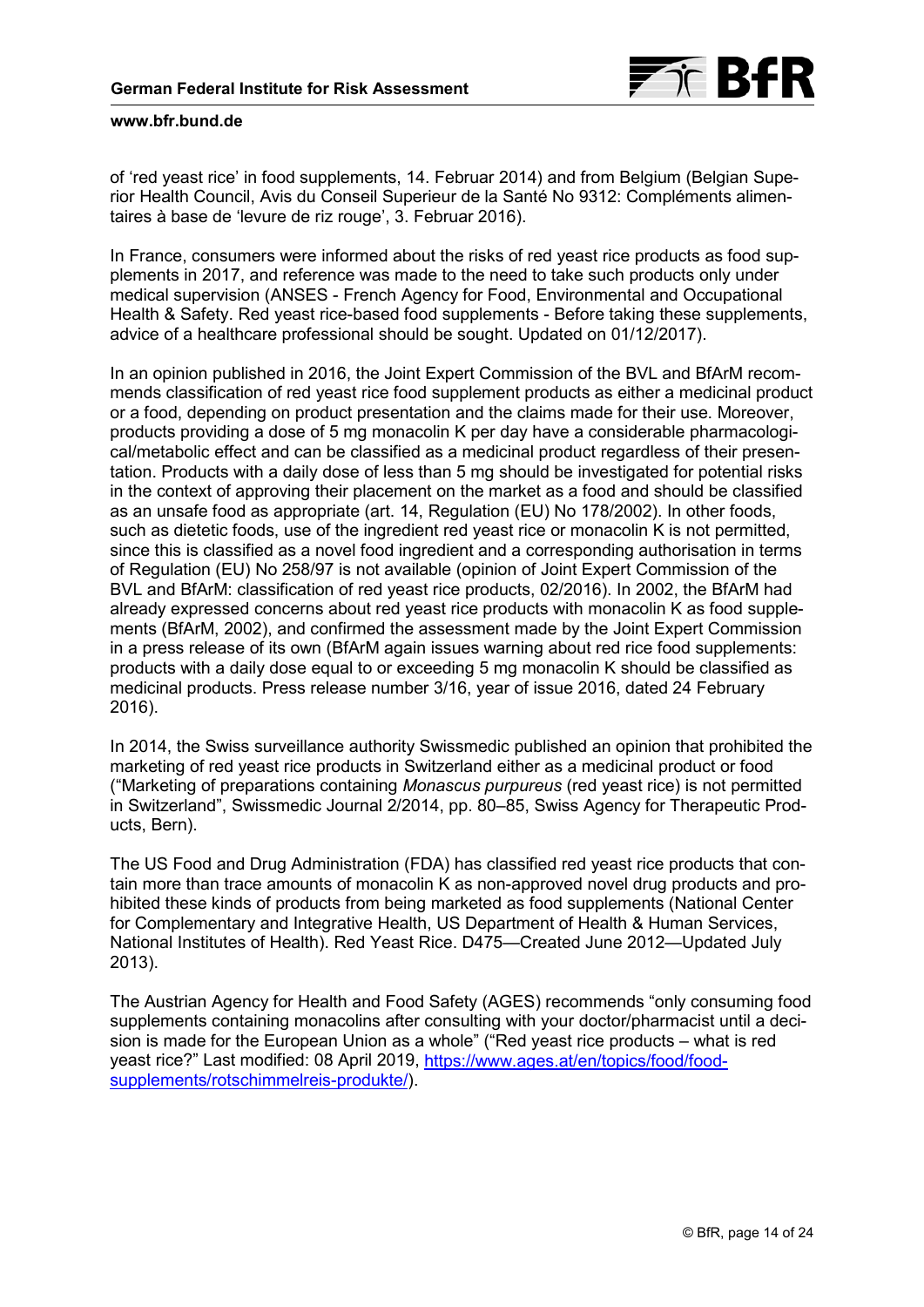of ‘red yeast rice’ in food supplements, 14. Februar 2014) and from Belgium (Belgian Superior Health Council, Avis du Conseil Superieur de la Santé No 9312: Compléments alimentaires à base de ‘levure de riz rouge’, 3. Februar 2016).

In France, consumers were informed about the risks of red yeast rice products as food supplements in 2017, and reference was made to the need to take such products only under medical supervision (ANSES - French Agency for Food, Environmental and Occupational Health & Safety. Red yeast rice-based food supplements - Before taking these supplements, advice of a healthcare professional should be sought. Updated on 01/12/2017).

In an opinion published in 2016, the Joint Expert Commission of the BVL and BfArM recommends classification of red yeast rice food supplement products as either a medicinal product or a food, depending on product presentation and the claims made for their use. Moreover, products providing a dose of 5 mg monacolin K per day have a considerable pharmacological/metabolic effect and can be classified as a medicinal product regardless of their presentation. Products with a daily dose of less than 5 mg should be investigated for potential risks in the context of approving their placement on the market as a food and should be classified as an unsafe food as appropriate (art. 14, Regulation (EU) No 178/2002). In other foods, such as dietetic foods, use of the ingredient red yeast rice or monacolin K is not permitted, since this is classified as a novel food ingredient and a corresponding authorisation in terms of Regulation (EU) No 258/97 is not available (opinion of Joint Expert Commission of the BVL and BfArM: classification of red yeast rice products, 02/2016). In 2002, the BfArM had already expressed concerns about red yeast rice products with monacolin K as food supplements (BfArM, 2002), and confirmed the assessment made by the Joint Expert Commission in a press release of its own (BfArM again issues warning about red rice food supplements: products with a daily dose equal to or exceeding 5 mg monacolin K should be classified as medicinal products. Press release number 3/16, year of issue 2016, dated 24 February 2016).

In 2014, the Swiss surveillance authority Swissmedic published an opinion that prohibited the marketing of red yeast rice products in Switzerland either as a medicinal product or food (“Marketing of preparations containing *Monascus purpureus* (red yeast rice) is not permitted in Switzerland”, Swissmedic Journal 2/2014, pp. 80–85, Swiss Agency for Therapeutic Products, Bern).

The US Food and Drug Administration (FDA) has classified red yeast rice products that contain more than trace amounts of monacolin K as non-approved novel drug products and prohibited these kinds of products from being marketed as food supplements (National Center for Complementary and Integrative Health, US Department of Health & Human Services, National Institutes of Health). Red Yeast Rice. D475—Created June 2012—Updated July 2013).

The Austrian Agency for Health and Food Safety (AGES) recommends “only consuming food supplements containing monacolins after consulting with your doctor/pharmacist until a decision is made for the European Union as a whole” (“Red yeast rice products – what is red yeast rice?” Last modified: 08 April 2019, https://www.ages.at/en/topics/food/food-supplements/rotschimmelreis-produkte/).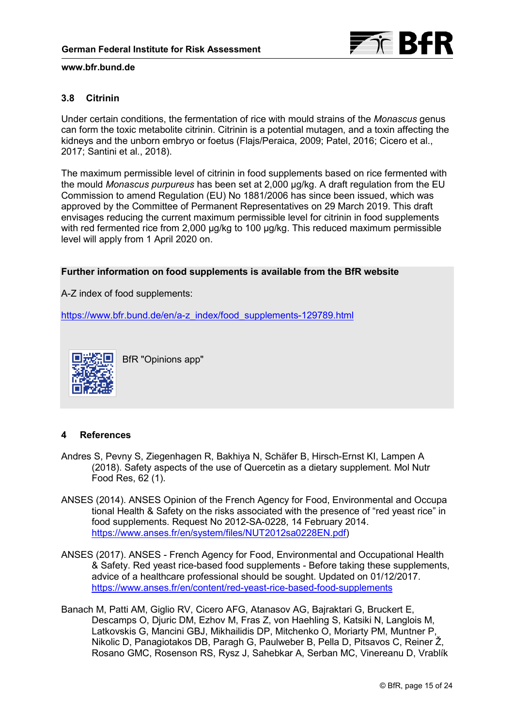### 3.8 Citrinin

Under certain conditions, the fermentation of rice with mould strains of the *Monascus* genus can form the toxic metabolite citrinin. Citrinin is a potential mutagen, and a toxin affecting the kidneys and the unborn embryo or foetus (Flajs/Peraica, 2009; Patel, 2016; Cicero et al., 2017; Santini et al., 2018).

The maximum permissible level of citrinin in food supplements based on rice fermented with the mould *Monascus purpureus* has been set at 2,000 µg/kg. A draft regulation from the EU Commission to amend Regulation (EU) No 1881/2006 has since been issued, which was approved by the Committee of Permanent Representatives on 29 March 2019. This draft envisages reducing the current maximum permissible level for citrinin in food supplements with red fermented rice from 2,000 µg/kg to 100 µg/kg. This reduced maximum permissible level will apply from 1 April 2020 on.

**Further information on food supplements is available from the BfR website**

A-Z index of food supplements:

https://www.bfr.bund.de/en/a-z_index/food_supplements-129789.html

BfR "Opinions app"

## 4 References

Andres S, Pevny S, Ziegenhagen R, Bakhiya N, Schäfer B, Hirsch-Ernst KI, Lampen A (2018). Safety aspects of the use of Quercetin as a dietary supplement. Mol Nutr Food Res, 62 (1).

ANSES (2014). ANSES Opinion of the French Agency for Food, Environmental and Occupational Health & Safety on the risks associated with the presence of "red yeast rice" in food supplements. Request No 2012-SA-0228, 14 February 2014. https://www.anses.fr/en/system/files/NUT2012sa0228EN.pdf)

ANSES (2017). ANSES - French Agency for Food, Environmental and Occupational Health & Safety. Red yeast rice-based food supplements - Before taking these supplements, advice of a healthcare professional should be sought. Updated on 01/12/2017. https://www.anses.fr/en/content/red-yeast-rice-based-food-supplements

Banach M, Patti AM, Giglio RV, Cicero AFG, Atanasov AG, Bajraktari G, Bruckert E, Descamps O, Djuric DM, Ezhov M, Fras Z, von Haehling S, Katsiki N, Langlois M, Latkovskis G, Mancini GBJ, Mikhailidis DP, Mitchenko O, Moriarty PM, Muntner P, Nikolic D, Panagiotakos DB, Paragh G, Paulweber B, Pella D, Pitsavos C, Reiner Ž, Rosano GMC, Rosenson RS, Rysz J, Sahebkar A, Serban MC, Vinereanu D, Vrablík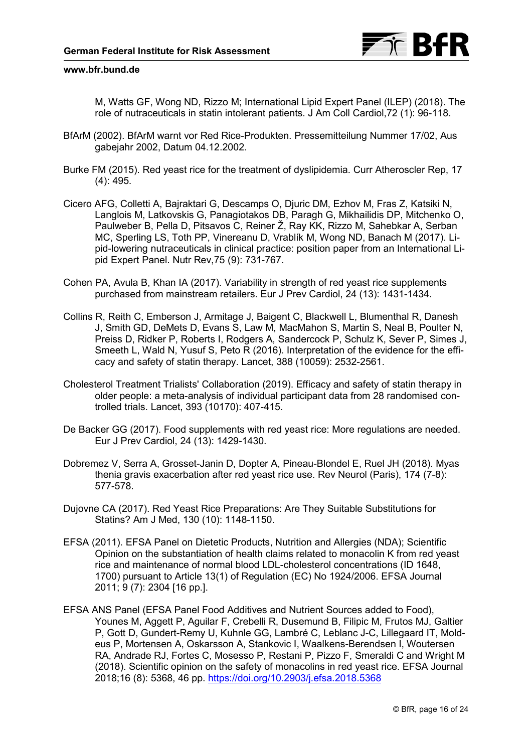M, Watts GF, Wong ND, Rizzo M; International Lipid Expert Panel (ILEP) (2018). The role of nutraceuticals in statin intolerant patients. J Am Coll Cardiol,72 (1): 96-118.

BfArM (2002). BfArM warnt vor Red Rice-Produkten. Pressemitteilung Nummer 17/02, Ausgabejahr 2002, Datum 04.12.2002.

Burke FM (2015). Red yeast rice for the treatment of dyslipidemia. Curr Atheroscler Rep, 17 (4): 495.

Cicero AFG, Colletti A, Bajraktari G, Descamps O, Djuric DM, Ezhov M, Fras Z, Katsiki N, Langlois M, Latkovskis G, Panagiotakos DB, Paragh G, Mikhailidis DP, Mitchenko O, Paulweber B, Pella D, Pitsavos C, Reiner Ž, Ray KK, Rizzo M, Sahebkar A, Serban MC, Sperling LS, Toth PP, Vinereanu D, Vrablík M, Wong ND, Banach M (2017). Lipid-lowering nutraceuticals in clinical practice: position paper from an International Lipid Expert Panel. Nutr Rev,75 (9): 731-767.

Cohen PA, Avula B, Khan IA (2017). Variability in strength of red yeast rice supplements purchased from mainstream retailers. Eur J Prev Cardiol, 24 (13): 1431-1434.

Collins R, Reith C, Emberson J, Armitage J, Baigent C, Blackwell L, Blumenthal R, Danesh J, Smith GD, DeMets D, Evans S, Law M, MacMahon S, Martin S, Neal B, Poulter N, Preiss D, Ridker P, Roberts I, Rodgers A, Sandercock P, Schulz K, Sever P, Simes J, Smeeth L, Wald N, Yusuf S, Peto R (2016). Interpretation of the evidence for the efficacy and safety of statin therapy. Lancet, 388 (10059): 2532-2561.

Cholesterol Treatment Trialists' Collaboration (2019). Efficacy and safety of statin therapy in older people: a meta-analysis of individual participant data from 28 randomised controlled trials. Lancet, 393 (10170): 407-415.

De Backer GG (2017). Food supplements with red yeast rice: More regulations are needed. Eur J Prev Cardiol, 24 (13): 1429-1430.

Dobremez V, Serra A, Grosset-Janin D, Dopter A, Pineau-Blondel E, Ruel JH (2018). Myasthenia gravis exacerbation after red yeast rice use. Rev Neurol (Paris), 174 (7-8): 577-578.

Dujovne CA (2017). Red Yeast Rice Preparations: Are They Suitable Substitutions for Statins? Am J Med, 130 (10): 1148-1150.

EFSA (2011). EFSA Panel on Dietetic Products, Nutrition and Allergies (NDA); Scientific Opinion on the substantiation of health claims related to monacolin K from red yeast rice and maintenance of normal blood LDL-cholesterol concentrations (ID 1648, 1700) pursuant to Article 13(1) of Regulation (EC) No 1924/2006. EFSA Journal 2011; 9 (7): 2304 [16 pp.].

EFSA ANS Panel (EFSA Panel Food Additives and Nutrient Sources added to Food), Younes M, Aggett P, Aguilar F, Crebelli R, Dusemund B, Filipic M, Frutos MJ, Galtier P, Gott D, Gundert-Remy U, Kuhnle GG, Lambré C, Leblanc J-C, Lillegaard IT, Moldeus P, Mortensen A, Oskarsson A, Stankovic I, Waalkens-Berendsen I, Woutersen RA, Andrade RJ, Fortes C, Mosesso P, Restani P, Pizzo F, Smeraldi C and Wright M (2018). Scientific opinion on the safety of monacolins in red yeast rice. EFSA Journal 2018;16 (8): 5368, 46 pp. https://doi.org/10.2903/j.efsa.2018.5368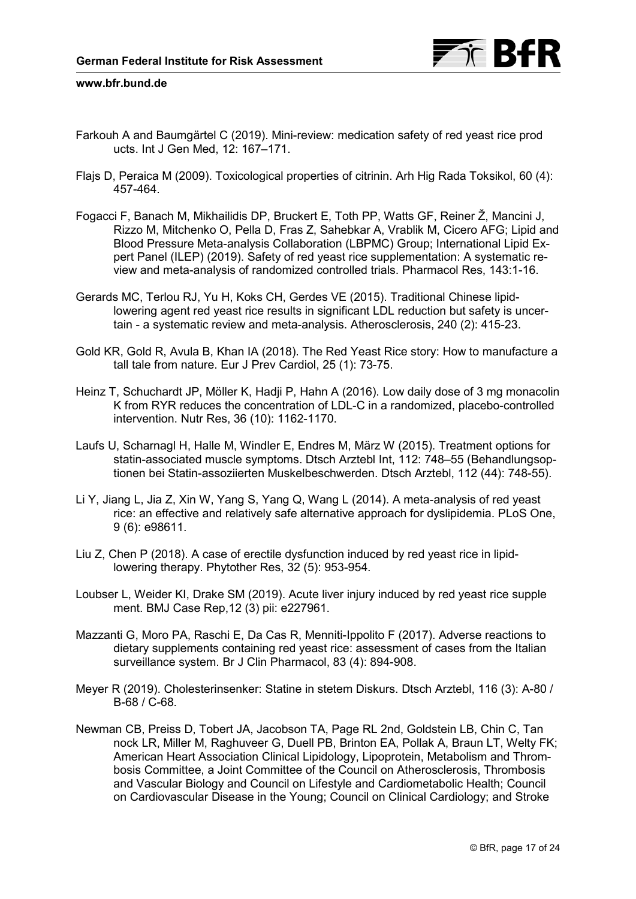Farkouh A and Baumgärtel C (2019). Mini-review: medication safety of red yeast rice products. Int J Gen Med, 12: 167–171.

Flajs D, Peraica M (2009). Toxicological properties of citrinin. Arh Hig Rada Toksikol, 60 (4): 457-464.

Fogacci F, Banach M, Mikhailidis DP, Bruckert E, Toth PP, Watts GF, Reiner Ž, Mancini J, Rizzo M, Mitchenko O, Pella D, Fras Z, Sahebkar A, Vrablik M, Cicero AFG; Lipid and Blood Pressure Meta-analysis Collaboration (LBPMC) Group; International Lipid Expert Panel (ILEP) (2019). Safety of red yeast rice supplementation: A systematic review and meta-analysis of randomized controlled trials. Pharmacol Res, 143:1-16.

Gerards MC, Terlou RJ, Yu H, Koks CH, Gerdes VE (2015). Traditional Chinese lipid-lowering agent red yeast rice results in significant LDL reduction but safety is uncertain - a systematic review and meta-analysis. Atherosclerosis, 240 (2): 415-23.

Gold KR, Gold R, Avula B, Khan IA (2018). The Red Yeast Rice story: How to manufacture a tall tale from nature. Eur J Prev Cardiol, 25 (1): 73-75.

Heinz T, Schuchardt JP, Möller K, Hadji P, Hahn A (2016). Low daily dose of 3 mg monacolin K from RYR reduces the concentration of LDL-C in a randomized, placebo-controlled intervention. Nutr Res, 36 (10): 1162-1170.

Laufs U, Scharnagl H, Halle M, Windler E, Endres M, März W (2015). Treatment options for statin-associated muscle symptoms. Dtsch Arztebl Int, 112: 748–55 (Behandlungsoptionen bei Statin-assoziierten Muskelbeschwerden. Dtsch Arztebl, 112 (44): 748-55).

Li Y, Jiang L, Jia Z, Xin W, Yang S, Yang Q, Wang L (2014). A meta-analysis of red yeast rice: an effective and relatively safe alternative approach for dyslipidemia. PLoS One, 9 (6): e98611.

Liu Z, Chen P (2018). A case of erectile dysfunction induced by red yeast rice in lipid-lowering therapy. Phytother Res, 32 (5): 953-954.

Loubser L, Weider KI, Drake SM (2019). Acute liver injury induced by red yeast rice supplement. BMJ Case Rep,12 (3) pii: e227961.

Mazzanti G, Moro PA, Raschi E, Da Cas R, Menniti-Ippolito F (2017). Adverse reactions to dietary supplements containing red yeast rice: assessment of cases from the Italian surveillance system. Br J Clin Pharmacol, 83 (4): 894-908.

Meyer R (2019). Cholesterinsenker: Statine in stetem Diskurs. Dtsch Arztebl, 116 (3): A-80 / B-68 / C-68.

Newman CB, Preiss D, Tobert JA, Jacobson TA, Page RL 2nd, Goldstein LB, Chin C, Tannock LR, Miller M, Raghuveer G, Duell PB, Brinton EA, Pollak A, Braun LT, Welty FK; American Heart Association Clinical Lipidology, Lipoprotein, Metabolism and Thrombosis Committee, a Joint Committee of the Council on Atherosclerosis, Thrombosis and Vascular Biology and Council on Lifestyle and Cardiometabolic Health; Council on Cardiovascular Disease in the Young; Council on Clinical Cardiology; and Stroke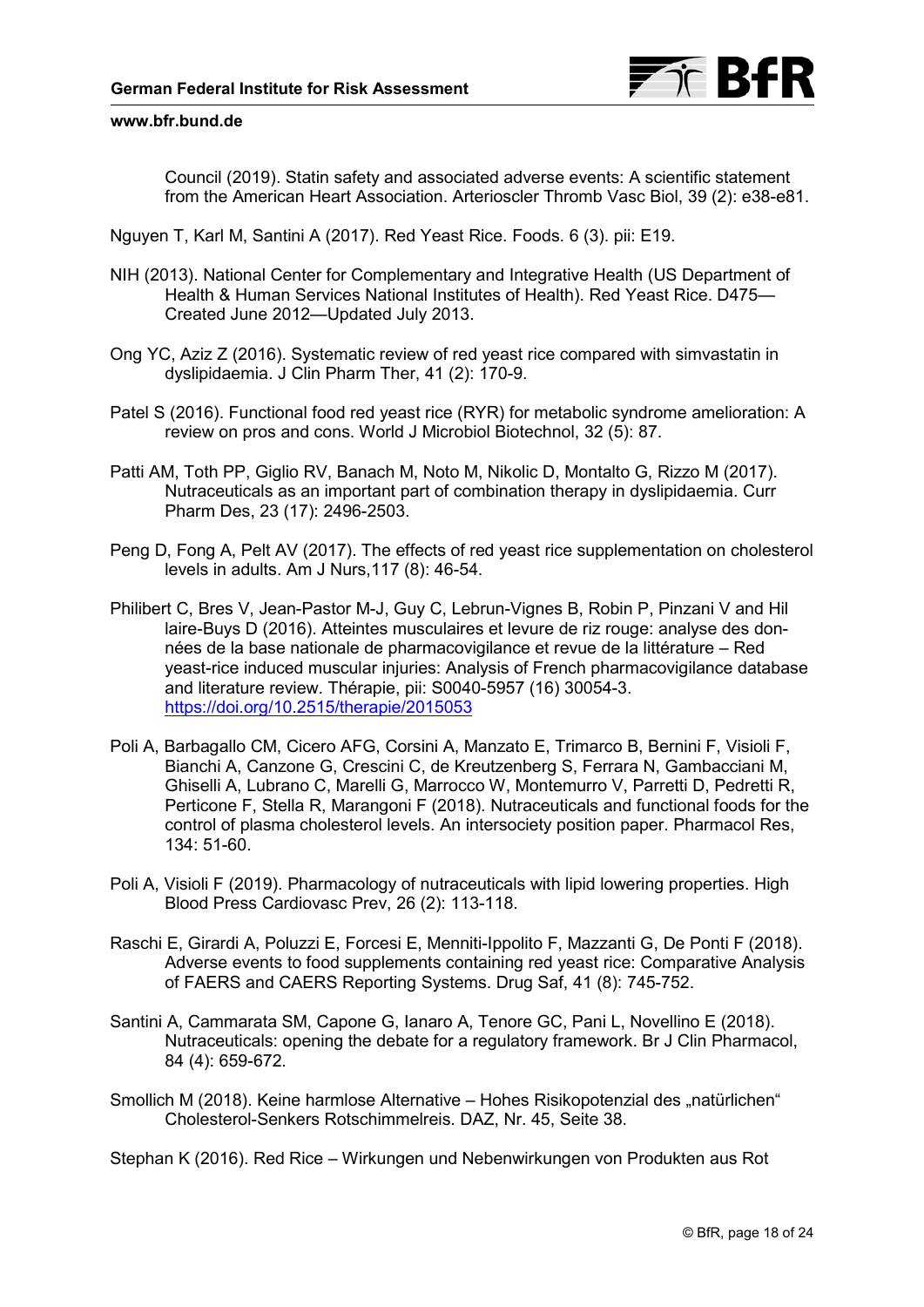Council (2019). Statin safety and associated adverse events: A scientific statement from the American Heart Association. Arterioscler Thromb Vasc Biol, 39 (2): e38-e81.

Nguyen T, Karl M, Santini A (2017). Red Yeast Rice. Foods. 6 (3). pii: E19.

NIH (2013). National Center for Complementary and Integrative Health (US Department of Health & Human Services National Institutes of Health). Red Yeast Rice. D475—Created June 2012—Updated July 2013.

Ong YC, Aziz Z (2016). Systematic review of red yeast rice compared with simvastatin in dyslipidaemia. J Clin Pharm Ther, 41 (2): 170-9.

Patel S (2016). Functional food red yeast rice (RYR) for metabolic syndrome amelioration: A review on pros and cons. World J Microbiol Biotechnol, 32 (5): 87.

Patti AM, Toth PP, Giglio RV, Banach M, Noto M, Nikolic D, Montalto G, Rizzo M (2017). Nutraceuticals as an important part of combination therapy in dyslipidaemia. Curr Pharm Des, 23 (17): 2496-2503.

Peng D, Fong A, Pelt AV (2017). The effects of red yeast rice supplementation on cholesterol levels in adults. Am J Nurs,117 (8): 46-54.

Philibert C, Bres V, Jean-Pastor M-J, Guy C, Lebrun-Vignes B, Robin P, Pinzani V and Hillaire-Buys D (2016). Atteintes musculaires et levure de riz rouge: analyse des données de la base nationale de pharmacovigilance et revue de la littérature – Red yeast-rice induced muscular injuries: Analysis of French pharmacovigilance database and literature review. Thérapie, pii: S0040-5957 (16) 30054-3. https://doi.org/10.2515/therapie/2015053

Poli A, Barbagallo CM, Cicero AFG, Corsini A, Manzato E, Trimarco B, Bernini F, Visioli F, Bianchi A, Canzone G, Crescini C, de Kreutzenberg S, Ferrara N, Gambacciani M, Ghiselli A, Lubrano C, Marelli G, Marrocco W, Montemurro V, Parretti D, Pedretti R, Perticone F, Stella R, Marangoni F (2018). Nutraceuticals and functional foods for the control of plasma cholesterol levels. An intersociety position paper. Pharmacol Res, 134: 51-60.

Poli A, Visioli F (2019). Pharmacology of nutraceuticals with lipid lowering properties. High Blood Press Cardiovasc Prev, 26 (2): 113-118.

Raschi E, Girardi A, Poluzzi E, Forcesi E, Menniti-Ippolito F, Mazzanti G, De Ponti F (2018). Adverse events to food supplements containing red yeast rice: Comparative Analysis of FAERS and CAERS Reporting Systems. Drug Saf, 41 (8): 745-752.

Santini A, Cammarata SM, Capone G, Ianaro A, Tenore GC, Pani L, Novellino E (2018). Nutraceuticals: opening the debate for a regulatory framework. Br J Clin Pharmacol, 84 (4): 659-672.

Smollich M (2018). Keine harmlose Alternative – Hohes Risikopotenzial des „natürlichen" Cholesterol-Senkers Rotschimmelreis. DAZ, Nr. 45, Seite 38.

Stephan K (2016). Red Rice – Wirkungen und Nebenwirkungen von Produkten aus Rot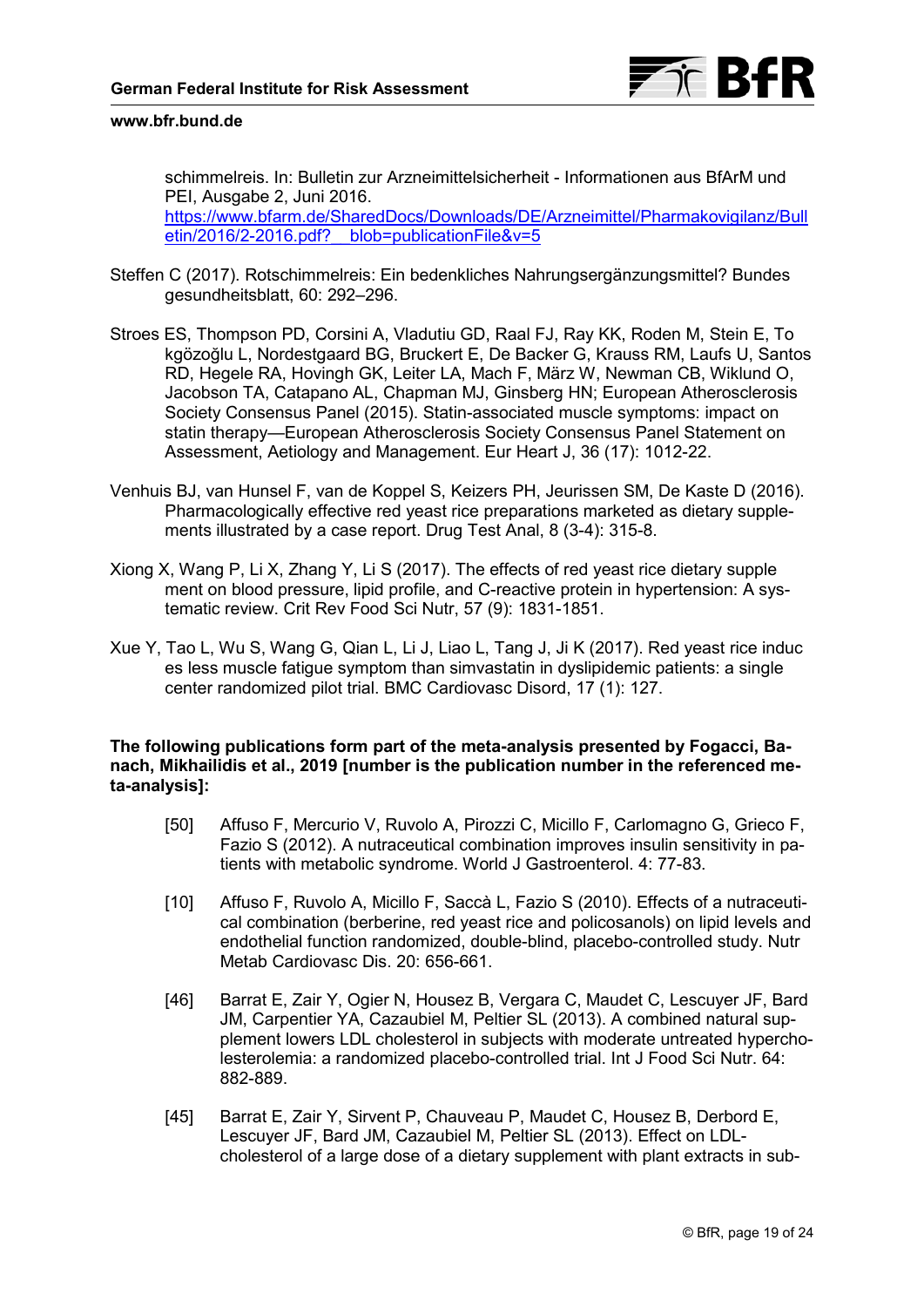schimmelreis. In: Bulletin zur Arzneimittelsicherheit - Informationen aus BfArM und PEI, Ausgabe 2, Juni 2016. https://www.bfarm.de/SharedDocs/Downloads/DE/Arzneimittel/Pharmakovigilanz/Bulletin/2016/2-2016.pdf?__blob=publicationFile&v=5

Steffen C (2017). Rotschimmelreis: Ein bedenkliches Nahrungsergänzungsmittel? Bundesgesundheitsblatt, 60: 292–296.

Stroes ES, Thompson PD, Corsini A, Vladutiu GD, Raal FJ, Ray KK, Roden M, Stein E, Tokgözoğlu L, Nordestgaard BG, Bruckert E, De Backer G, Krauss RM, Laufs U, Santos RD, Hegele RA, Hovingh GK, Leiter LA, Mach F, März W, Newman CB, Wiklund O, Jacobson TA, Catapano AL, Chapman MJ, Ginsberg HN; European Atherosclerosis Society Consensus Panel (2015). Statin-associated muscle symptoms: impact on statin therapy—European Atherosclerosis Society Consensus Panel Statement on Assessment, Aetiology and Management. Eur Heart J, 36 (17): 1012-22.

Venhuis BJ, van Hunsel F, van de Koppel S, Keizers PH, Jeurissen SM, De Kaste D (2016). Pharmacologically effective red yeast rice preparations marketed as dietary supplements illustrated by a case report. Drug Test Anal, 8 (3-4): 315-8.

Xiong X, Wang P, Li X, Zhang Y, Li S (2017). The effects of red yeast rice dietary supplement on blood pressure, lipid profile, and C-reactive protein in hypertension: A systematic review. Crit Rev Food Sci Nutr, 57 (9): 1831-1851.

Xue Y, Tao L, Wu S, Wang G, Qian L, Li J, Liao L, Tang J, Ji K (2017). Red yeast rice induces less muscle fatigue symptom than simvastatin in dyslipidemic patients: a single center randomized pilot trial. BMC Cardiovasc Disord, 17 (1): 127.

**The following publications form part of the meta-analysis presented by Fogacci, Banach, Mikhailidis et al., 2019 [number is the publication number in the referenced meta-analysis]:**

[50] Affuso F, Mercurio V, Ruvolo A, Pirozzi C, Micillo F, Carlomagno G, Grieco F, Fazio S (2012). A nutraceutical combination improves insulin sensitivity in patients with metabolic syndrome. World J Gastroenterol. 4: 77-83.

[10] Affuso F, Ruvolo A, Micillo F, Saccà L, Fazio S (2010). Effects of a nutraceutical combination (berberine, red yeast rice and policosanols) on lipid levels and endothelial function randomized, double-blind, placebo-controlled study. Nutr Metab Cardiovasc Dis. 20: 656-661.

[46] Barrat E, Zair Y, Ogier N, Housez B, Vergara C, Maudet C, Lescuyer JF, Bard JM, Carpentier YA, Cazaubiel M, Peltier SL (2013). A combined natural supplement lowers LDL cholesterol in subjects with moderate untreated hypercholesterolemia: a randomized placebo-controlled trial. Int J Food Sci Nutr. 64: 882-889.

[45] Barrat E, Zair Y, Sirvent P, Chauveau P, Maudet C, Housez B, Derbord E, Lescuyer JF, Bard JM, Cazaubiel M, Peltier SL (2013). Effect on LDL-cholesterol of a large dose of a dietary supplement with plant extracts in sub-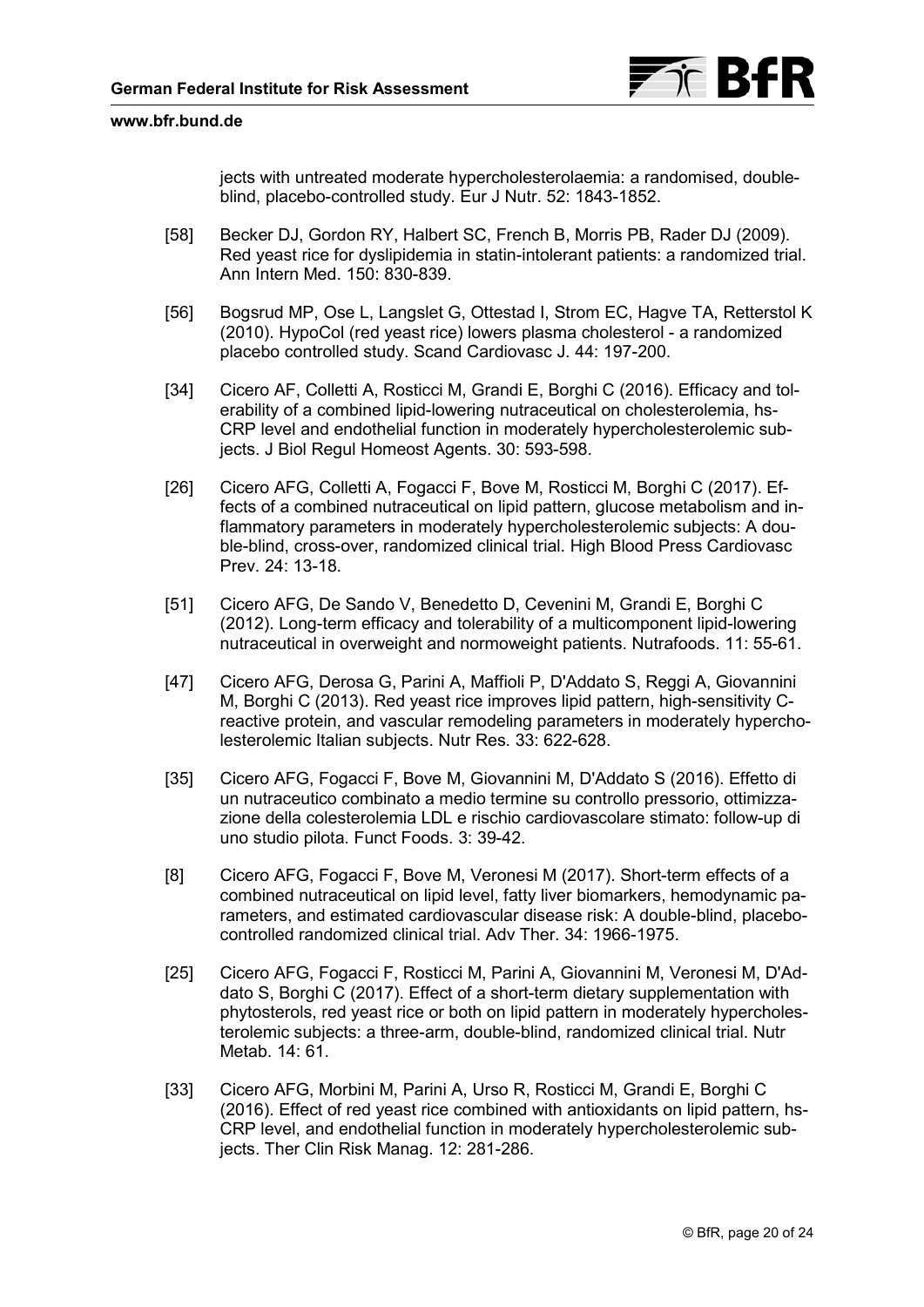jects with untreated moderate hypercholesterolaemia: a randomised, double-blind, placebo-controlled study. Eur J Nutr. 52: 1843-1852.

[58] Becker DJ, Gordon RY, Halbert SC, French B, Morris PB, Rader DJ (2009). Red yeast rice for dyslipidemia in statin-intolerant patients: a randomized trial. Ann Intern Med. 150: 830-839.

[56] Bogsrud MP, Ose L, Langslet G, Ottestad I, Strom EC, Hagve TA, Retterstol K (2010). HypoCol (red yeast rice) lowers plasma cholesterol - a randomized placebo controlled study. Scand Cardiovasc J. 44: 197-200.

[34] Cicero AF, Colletti A, Rosticci M, Grandi E, Borghi C (2016). Efficacy and tolerability of a combined lipid-lowering nutraceutical on cholesterolemia, hs-CRP level and endothelial function in moderately hypercholesterolemic subjects. J Biol Regul Homeost Agents. 30: 593-598.

[26] Cicero AFG, Colletti A, Fogacci F, Bove M, Rosticci M, Borghi C (2017). Effects of a combined nutraceutical on lipid pattern, glucose metabolism and inflammatory parameters in moderately hypercholesterolemic subjects: A double-blind, cross-over, randomized clinical trial. High Blood Press Cardiovasc Prev. 24: 13-18.

[51] Cicero AFG, De Sando V, Benedetto D, Cevenini M, Grandi E, Borghi C (2012). Long-term efficacy and tolerability of a multicomponent lipid-lowering nutraceutical in overweight and normoweight patients. Nutrafoods. 11: 55-61.

[47] Cicero AFG, Derosa G, Parini A, Maffioli P, D'Addato S, Reggi A, Giovannini M, Borghi C (2013). Red yeast rice improves lipid pattern, high-sensitivity C-reactive protein, and vascular remodeling parameters in moderately hypercholesterolemic Italian subjects. Nutr Res. 33: 622-628.

[35] Cicero AFG, Fogacci F, Bove M, Giovannini M, D'Addato S (2016). Effetto di un nutraceutico combinato a medio termine su controllo pressorio, ottimizzazione della colesterolemia LDL e rischio cardiovascolare stimato: follow-up di uno studio pilota. Funct Foods. 3: 39-42.

[8] Cicero AFG, Fogacci F, Bove M, Veronesi M (2017). Short-term effects of a combined nutraceutical on lipid level, fatty liver biomarkers, hemodynamic parameters, and estimated cardiovascular disease risk: A double-blind, placebo-controlled randomized clinical trial. Adv Ther. 34: 1966-1975.

[25] Cicero AFG, Fogacci F, Rosticci M, Parini A, Giovannini M, Veronesi M, D'Addato S, Borghi C (2017). Effect of a short-term dietary supplementation with phytosterols, red yeast rice or both on lipid pattern in moderately hypercholesterolemic subjects: a three-arm, double-blind, randomized clinical trial. Nutr Metab. 14: 61.

[33] Cicero AFG, Morbini M, Parini A, Urso R, Rosticci M, Grandi E, Borghi C (2016). Effect of red yeast rice combined with antioxidants on lipid pattern, hs-CRP level, and endothelial function in moderately hypercholesterolemic subjects. Ther Clin Risk Manag. 12: 281-286.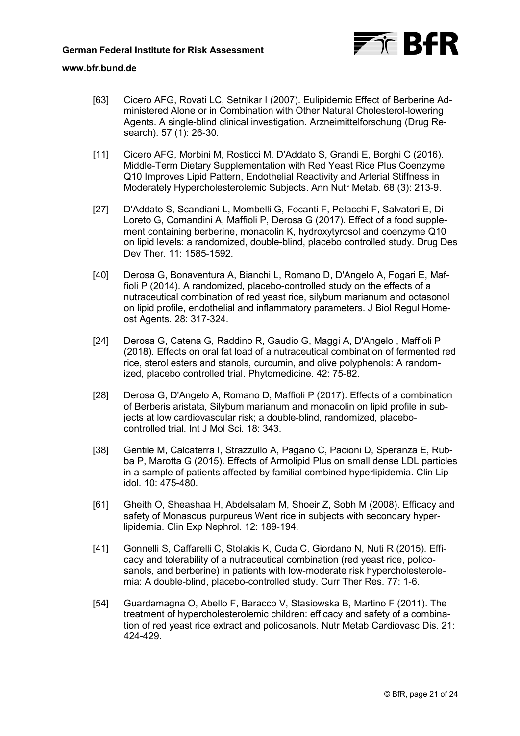[63] Cicero AFG, Rovati LC, Setnikar I (2007). Eulipidemic Effect of Berberine Administered Alone or in Combination with Other Natural Cholesterol-lowering Agents. A single-blind clinical investigation. Arzneimittelforschung (Drug Research). 57 (1): 26-30.

[11] Cicero AFG, Morbini M, Rosticci M, D'Addato S, Grandi E, Borghi C (2016). Middle-Term Dietary Supplementation with Red Yeast Rice Plus Coenzyme Q10 Improves Lipid Pattern, Endothelial Reactivity and Arterial Stiffness in Moderately Hypercholesterolemic Subjects. Ann Nutr Metab. 68 (3): 213-9.

[27] D'Addato S, Scandiani L, Mombelli G, Focanti F, Pelacchi F, Salvatori E, Di Loreto G, Comandini A, Maffioli P, Derosa G (2017). Effect of a food supplement containing berberine, monacolin K, hydroxytyrosol and coenzyme Q10 on lipid levels: a randomized, double-blind, placebo controlled study. Drug Des Dev Ther. 11: 1585-1592.

[40] Derosa G, Bonaventura A, Bianchi L, Romano D, D'Angelo A, Fogari E, Maffioli P (2014). A randomized, placebo-controlled study on the effects of a nutraceutical combination of red yeast rice, silybum marianum and octasonol on lipid profile, endothelial and inflammatory parameters. J Biol Regul Homeost Agents. 28: 317-324.

[24] Derosa G, Catena G, Raddino R, Gaudio G, Maggi A, D'Angelo , Maffioli P (2018). Effects on oral fat load of a nutraceutical combination of fermented red rice, sterol esters and stanols, curcumin, and olive polyphenols: A randomized, placebo controlled trial. Phytomedicine. 42: 75-82.

[28] Derosa G, D'Angelo A, Romano D, Maffioli P (2017). Effects of a combination of Berberis aristata, Silybum marianum and monacolin on lipid profile in subjects at low cardiovascular risk; a double-blind, randomized, placebo-controlled trial. Int J Mol Sci. 18: 343.

[38] Gentile M, Calcaterra I, Strazzullo A, Pagano C, Pacioni D, Speranza E, Rubba P, Marotta G (2015). Effects of Armolipid Plus on small dense LDL particles in a sample of patients affected by familial combined hyperlipidemia. Clin Lipidol. 10: 475-480.

[61] Gheith O, Sheashaa H, Abdelsalam M, Shoeir Z, Sobh M (2008). Efficacy and safety of Monascus purpureus Went rice in subjects with secondary hyperlipidemia. Clin Exp Nephrol. 12: 189-194.

[41] Gonnelli S, Caffarelli C, Stolakis K, Cuda C, Giordano N, Nuti R (2015). Efficacy and tolerability of a nutraceutical combination (red yeast rice, policosanols, and berberine) in patients with low-moderate risk hypercholesterolemia: A double-blind, placebo-controlled study. Curr Ther Res. 77: 1-6.

[54] Guardamagna O, Abello F, Baracco V, Stasiowska B, Martino F (2011). The treatment of hypercholesterolemic children: efficacy and safety of a combination of red yeast rice extract and policosanols. Nutr Metab Cardiovasc Dis. 21: 424-429.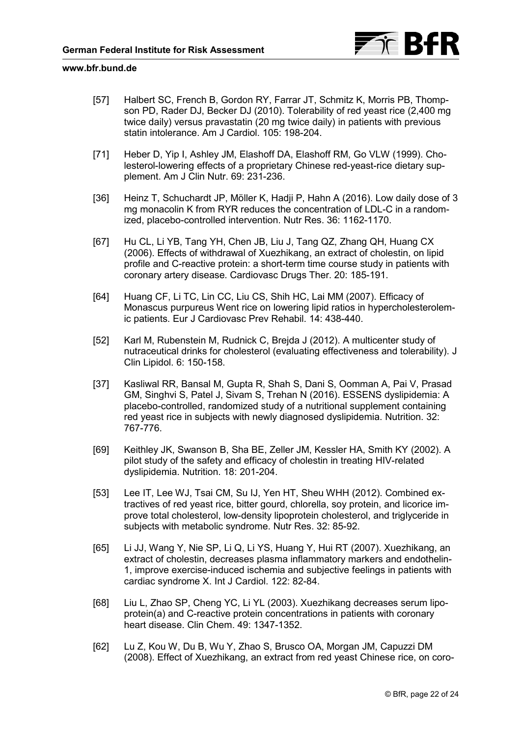[57] Halbert SC, French B, Gordon RY, Farrar JT, Schmitz K, Morris PB, Thompson PD, Rader DJ, Becker DJ (2010). Tolerability of red yeast rice (2,400 mg twice daily) versus pravastatin (20 mg twice daily) in patients with previous statin intolerance. Am J Cardiol. 105: 198-204.

[71] Heber D, Yip I, Ashley JM, Elashoff DA, Elashoff RM, Go VLW (1999). Cholesterol-lowering effects of a proprietary Chinese red-yeast-rice dietary supplement. Am J Clin Nutr. 69: 231-236.

[36] Heinz T, Schuchardt JP, Möller K, Hadji P, Hahn A (2016). Low daily dose of 3 mg monacolin K from RYR reduces the concentration of LDL-C in a randomized, placebo-controlled intervention. Nutr Res. 36: 1162-1170.

[67] Hu CL, Li YB, Tang YH, Chen JB, Liu J, Tang QZ, Zhang QH, Huang CX (2006). Effects of withdrawal of Xuezhikang, an extract of cholestin, on lipid profile and C-reactive protein: a short-term time course study in patients with coronary artery disease. Cardiovasc Drugs Ther. 20: 185-191.

[64] Huang CF, Li TC, Lin CC, Liu CS, Shih HC, Lai MM (2007). Efficacy of Monascus purpureus Went rice on lowering lipid ratios in hypercholesterolemic patients. Eur J Cardiovasc Prev Rehabil. 14: 438-440.

[52] Karl M, Rubenstein M, Rudnick C, Brejda J (2012). A multicenter study of nutraceutical drinks for cholesterol (evaluating effectiveness and tolerability). J Clin Lipidol. 6: 150-158.

[37] Kasliwal RR, Bansal M, Gupta R, Shah S, Dani S, Oomman A, Pai V, Prasad GM, Singhvi S, Patel J, Sivam S, Trehan N (2016). ESSENS dyslipidemia: A placebo-controlled, randomized study of a nutritional supplement containing red yeast rice in subjects with newly diagnosed dyslipidemia. Nutrition. 32: 767-776.

[69] Keithley JK, Swanson B, Sha BE, Zeller JM, Kessler HA, Smith KY (2002). A pilot study of the safety and efficacy of cholestin in treating HIV-related dyslipidemia. Nutrition. 18: 201-204.

[53] Lee IT, Lee WJ, Tsai CM, Su IJ, Yen HT, Sheu WHH (2012). Combined extractives of red yeast rice, bitter gourd, chlorella, soy protein, and licorice improve total cholesterol, low-density lipoprotein cholesterol, and triglyceride in subjects with metabolic syndrome. Nutr Res. 32: 85-92.

[65] Li JJ, Wang Y, Nie SP, Li Q, Li YS, Huang Y, Hui RT (2007). Xuezhikang, an extract of cholestin, decreases plasma inflammatory markers and endothelin-1, improve exercise-induced ischemia and subjective feelings in patients with cardiac syndrome X. Int J Cardiol. 122: 82-84.

[68] Liu L, Zhao SP, Cheng YC, Li YL (2003). Xuezhikang decreases serum lipoprotein(a) and C-reactive protein concentrations in patients with coronary heart disease. Clin Chem. 49: 1347-1352.

[62] Lu Z, Kou W, Du B, Wu Y, Zhao S, Brusco OA, Morgan JM, Capuzzi DM (2008). Effect of Xuezhikang, an extract from red yeast Chinese rice, on coro-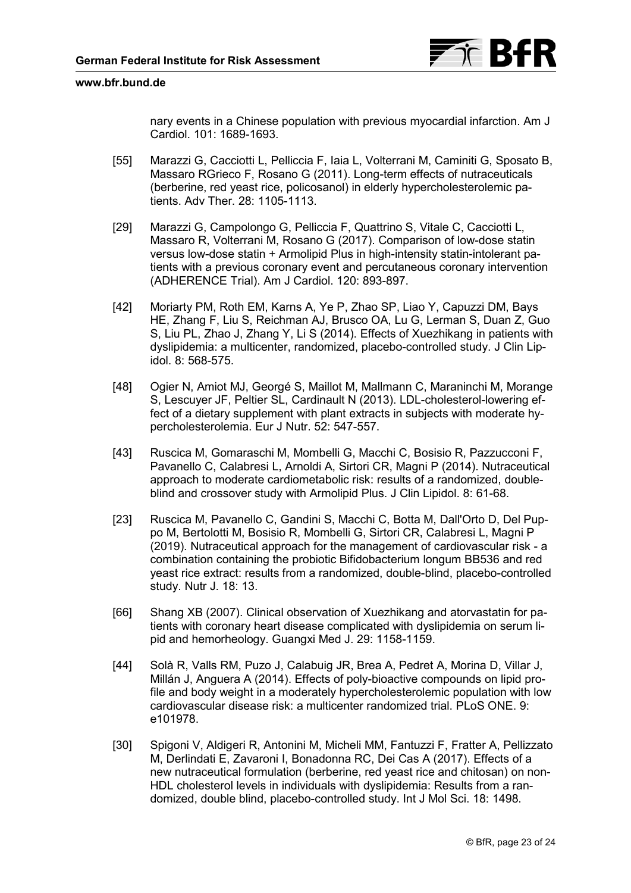nary events in a Chinese population with previous myocardial infarction. Am J Cardiol. 101: 1689-1693.

[55] Marazzi G, Cacciotti L, Pelliccia F, Iaia L, Volterrani M, Caminiti G, Sposato B, Massaro RGrieco F, Rosano G (2011). Long-term effects of nutraceuticals (berberine, red yeast rice, policosanol) in elderly hypercholesterolemic patients. Adv Ther. 28: 1105-1113.

[29] Marazzi G, Campolongo G, Pelliccia F, Quattrino S, Vitale C, Cacciotti L, Massaro R, Volterrani M, Rosano G (2017). Comparison of low-dose statin versus low-dose statin + Armolipid Plus in high-intensity statin-intolerant patients with a previous coronary event and percutaneous coronary intervention (ADHERENCE Trial). Am J Cardiol. 120: 893-897.

[42] Moriarty PM, Roth EM, Karns A, Ye P, Zhao SP, Liao Y, Capuzzi DM, Bays HE, Zhang F, Liu S, Reichman AJ, Brusco OA, Lu G, Lerman S, Duan Z, Guo S, Liu PL, Zhao J, Zhang Y, Li S (2014). Effects of Xuezhikang in patients with dyslipidemia: a multicenter, randomized, placebo-controlled study. J Clin Lipidol. 8: 568-575.

[48] Ogier N, Amiot MJ, Georgé S, Maillot M, Mallmann C, Maraninchi M, Morange S, Lescuyer JF, Peltier SL, Cardinault N (2013). LDL-cholesterol-lowering effect of a dietary supplement with plant extracts in subjects with moderate hypercholesterolemia. Eur J Nutr. 52: 547-557.

[43] Ruscica M, Gomaraschi M, Mombelli G, Macchi C, Bosisio R, Pazzucconi F, Pavanello C, Calabresi L, Arnoldi A, Sirtori CR, Magni P (2014). Nutraceutical approach to moderate cardiometabolic risk: results of a randomized, double-blind and crossover study with Armolipid Plus. J Clin Lipidol. 8: 61-68.

[23] Ruscica M, Pavanello C, Gandini S, Macchi C, Botta M, Dall'Orto D, Del Puppo M, Bertolotti M, Bosisio R, Mombelli G, Sirtori CR, Calabresi L, Magni P (2019). Nutraceutical approach for the management of cardiovascular risk - a combination containing the probiotic Bifidobacterium longum BB536 and red yeast rice extract: results from a randomized, double-blind, placebo-controlled study. Nutr J. 18: 13.

[66] Shang XB (2007). Clinical observation of Xuezhikang and atorvastatin for patients with coronary heart disease complicated with dyslipidemia on serum lipid and hemorheology. Guangxi Med J. 29: 1158-1159.

[44] Solà R, Valls RM, Puzo J, Calabuig JR, Brea A, Pedret A, Morina D, Villar J, Millán J, Anguera A (2014). Effects of poly-bioactive compounds on lipid profile and body weight in a moderately hypercholesterolemic population with low cardiovascular disease risk: a multicenter randomized trial. PLoS ONE. 9: e101978.

[30] Spigoni V, Aldigeri R, Antonini M, Micheli MM, Fantuzzi F, Fratter A, Pellizzato M, Derlindati E, Zavaroni I, Bonadonna RC, Dei Cas A (2017). Effects of a new nutraceutical formulation (berberine, red yeast rice and chitosan) on non-HDL cholesterol levels in individuals with dyslipidemia: Results from a randomized, double blind, placebo-controlled study. Int J Mol Sci. 18: 1498.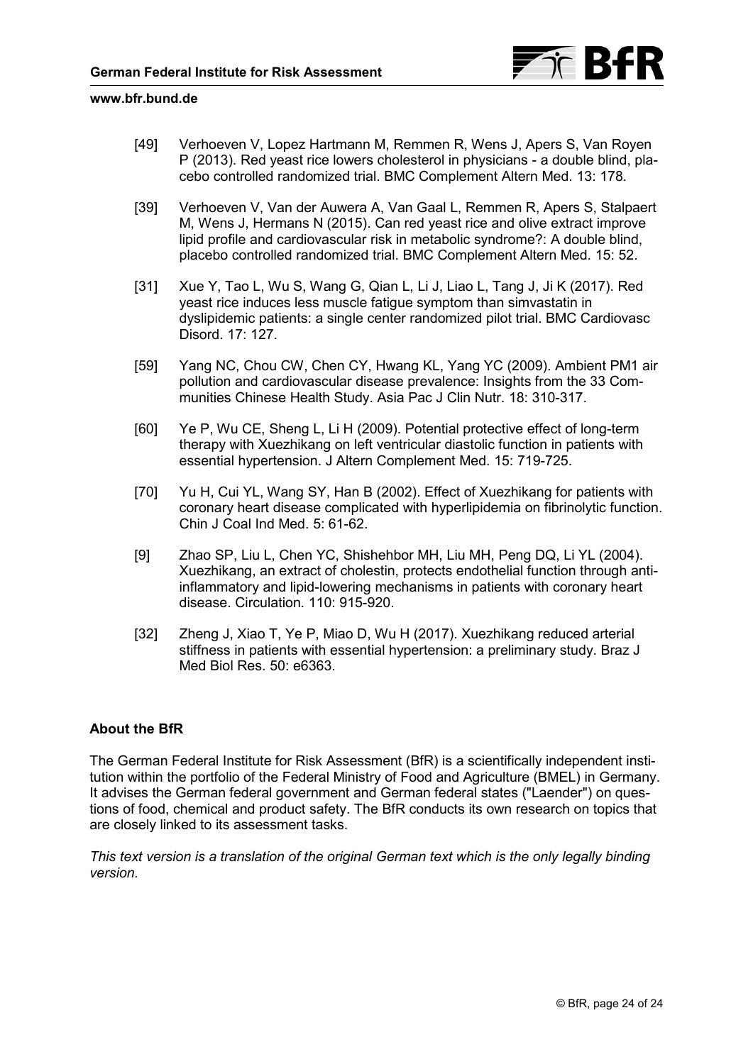[49] Verhoeven V, Lopez Hartmann M, Remmen R, Wens J, Apers S, Van Royen P (2013). Red yeast rice lowers cholesterol in physicians - a double blind, placebo controlled randomized trial. BMC Complement Altern Med. 13: 178.

[39] Verhoeven V, Van der Auwera A, Van Gaal L, Remmen R, Apers S, Stalpaert M, Wens J, Hermans N (2015). Can red yeast rice and olive extract improve lipid profile and cardiovascular risk in metabolic syndrome?: A double blind, placebo controlled randomized trial. BMC Complement Altern Med. 15: 52.

[31] Xue Y, Tao L, Wu S, Wang G, Qian L, Li J, Liao L, Tang J, Ji K (2017). Red yeast rice induces less muscle fatigue symptom than simvastatin in dyslipidemic patients: a single center randomized pilot trial. BMC Cardiovasc Disord. 17: 127.

[59] Yang NC, Chou CW, Chen CY, Hwang KL, Yang YC (2009). Ambient PM1 air pollution and cardiovascular disease prevalence: Insights from the 33 Communities Chinese Health Study. Asia Pac J Clin Nutr. 18: 310-317.

[60] Ye P, Wu CE, Sheng L, Li H (2009). Potential protective effect of long-term therapy with Xuezhikang on left ventricular diastolic function in patients with essential hypertension. J Altern Complement Med. 15: 719-725.

[70] Yu H, Cui YL, Wang SY, Han B (2002). Effect of Xuezhikang for patients with coronary heart disease complicated with hyperlipidemia on fibrinolytic function. Chin J Coal Ind Med. 5: 61-62.

[9] Zhao SP, Liu L, Chen YC, Shishehbor MH, Liu MH, Peng DQ, Li YL (2004). Xuezhikang, an extract of cholestin, protects endothelial function through anti-inflammatory and lipid-lowering mechanisms in patients with coronary heart disease. Circulation. 110: 915-920.

[32] Zheng J, Xiao T, Ye P, Miao D, Wu H (2017). Xuezhikang reduced arterial stiffness in patients with essential hypertension: a preliminary study. Braz J Med Biol Res. 50: e6363.

**About the BfR**

The German Federal Institute for Risk Assessment (BfR) is a scientifically independent institution within the portfolio of the Federal Ministry of Food and Agriculture (BMEL) in Germany. It advises the German federal government and German federal states ("Laender") on questions of food, chemical and product safety. The BfR conducts its own research on topics that are closely linked to its assessment tasks.

*This text version is a translation of the original German text which is the only legally binding version.*